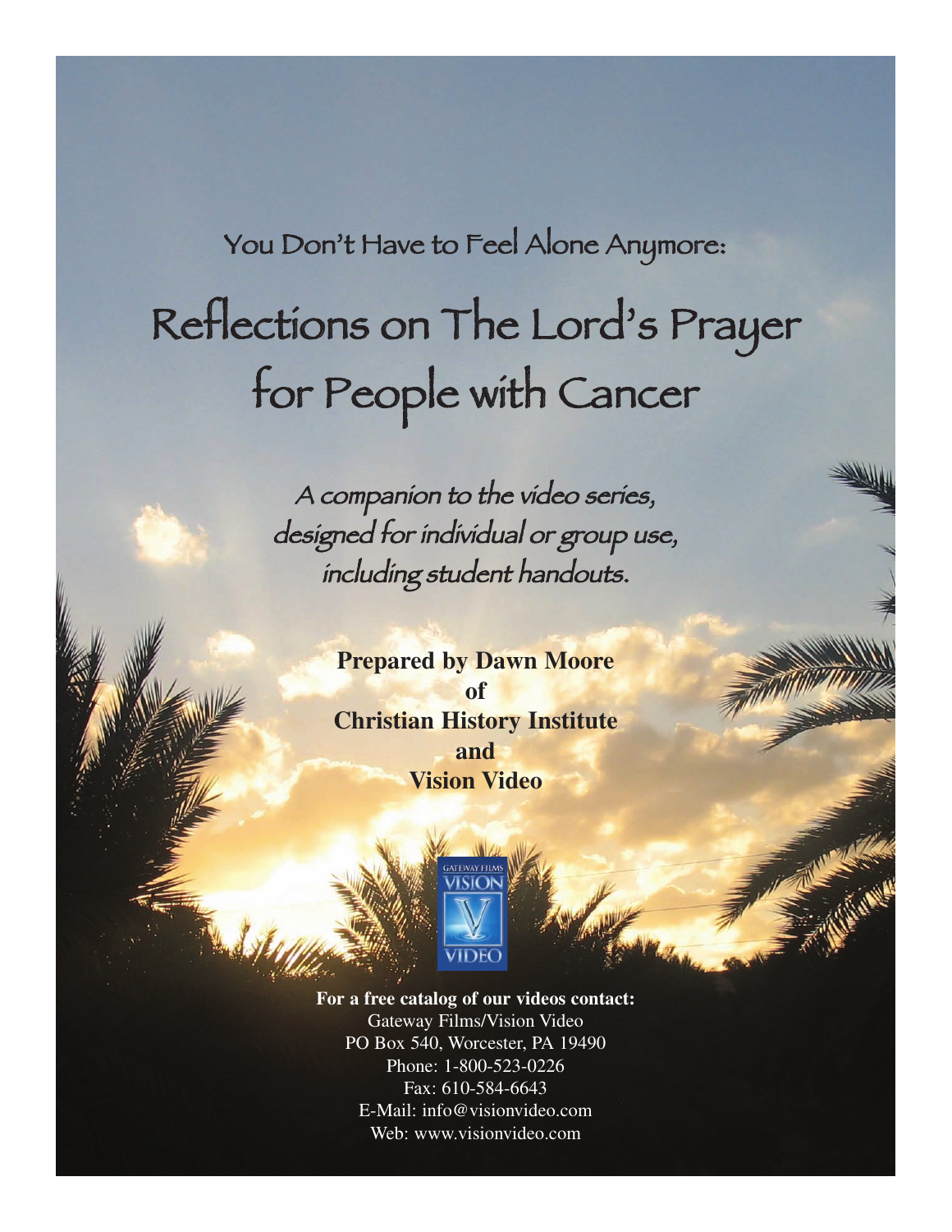You Don't Have to Feel Alone Anymore:

# Reflections on The Lord's Prayer for People with Cancer

*A companion to the video series, designed for individual or group use, including student handouts.*

**Prepared by Dawn Moore**
**of**
**Christian History Institute**
**and**
**Vision Video**

GATEWAY FILMS VISION VIDEO

**For a free catalog of our videos contact:**
Gateway Films/Vision Video
PO Box 540, Worcester, PA 19490
Phone: 1-800-523-0226
Fax: 610-584-6643
E-Mail: info@visionvideo.com
Web: www.visionvideo.com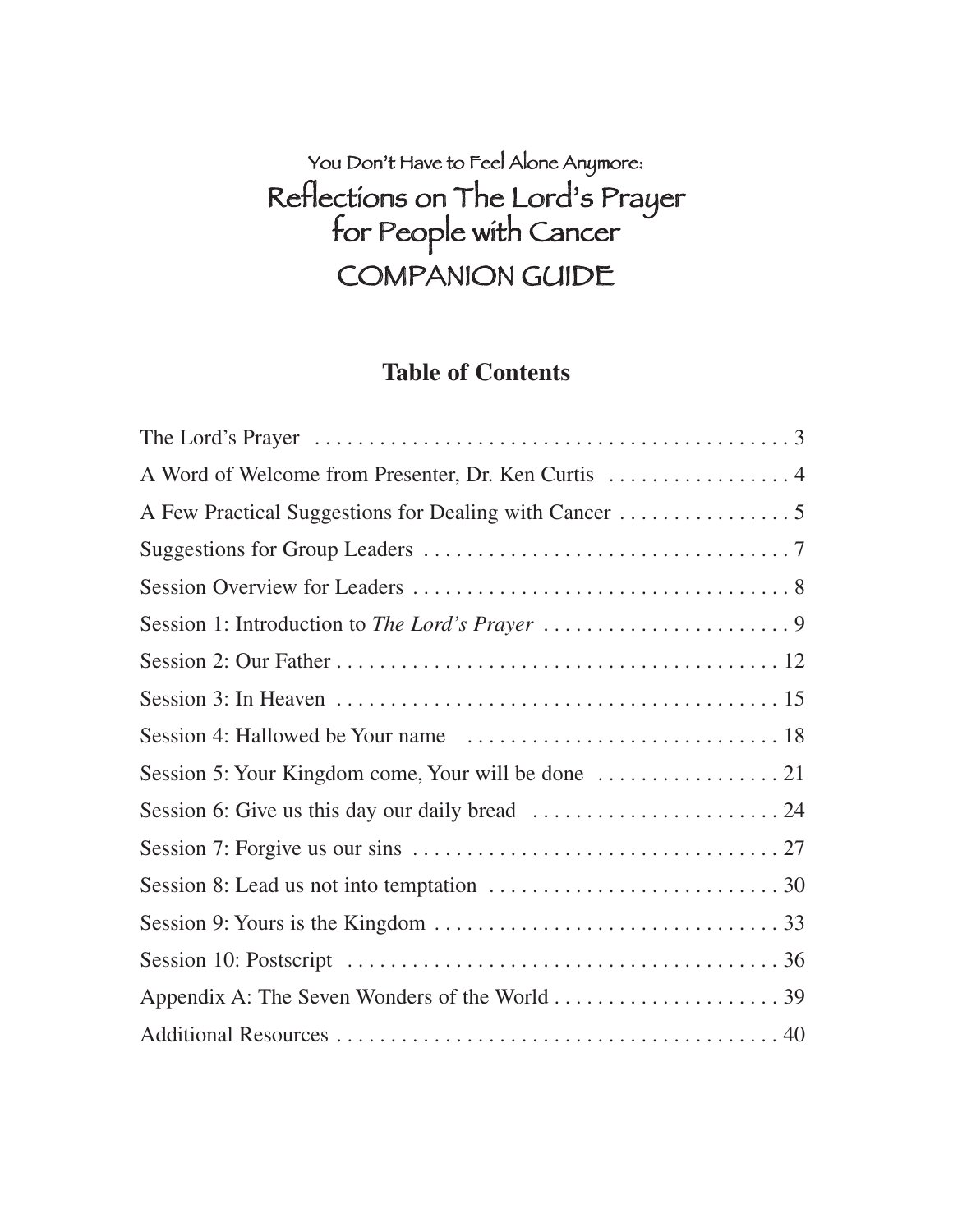You Don't Have to Feel Alone Anymore:

# Reflections on The Lord's Prayer for People with Cancer

## COMPANION GUIDE

## Table of Contents

| | |
|---|---|
| The Lord's Prayer | 3 |
| A Word of Welcome from Presenter, Dr. Ken Curtis | 4 |
| A Few Practical Suggestions for Dealing with Cancer | 5 |
| Suggestions for Group Leaders | 7 |
| Session Overview for Leaders | 8 |
| Session 1: Introduction to *The Lord's Prayer* | 9 |
| Session 2: Our Father | 12 |
| Session 3: In Heaven | 15 |
| Session 4: Hallowed be Your name | 18 |
| Session 5: Your Kingdom come, Your will be done | 21 |
| Session 6: Give us this day our daily bread | 24 |
| Session 7: Forgive us our sins | 27 |
| Session 8: Lead us not into temptation | 30 |
| Session 9: Yours is the Kingdom | 33 |
| Session 10: Postscript | 36 |
| Appendix A: The Seven Wonders of the World | 39 |
| Additional Resources | 40 |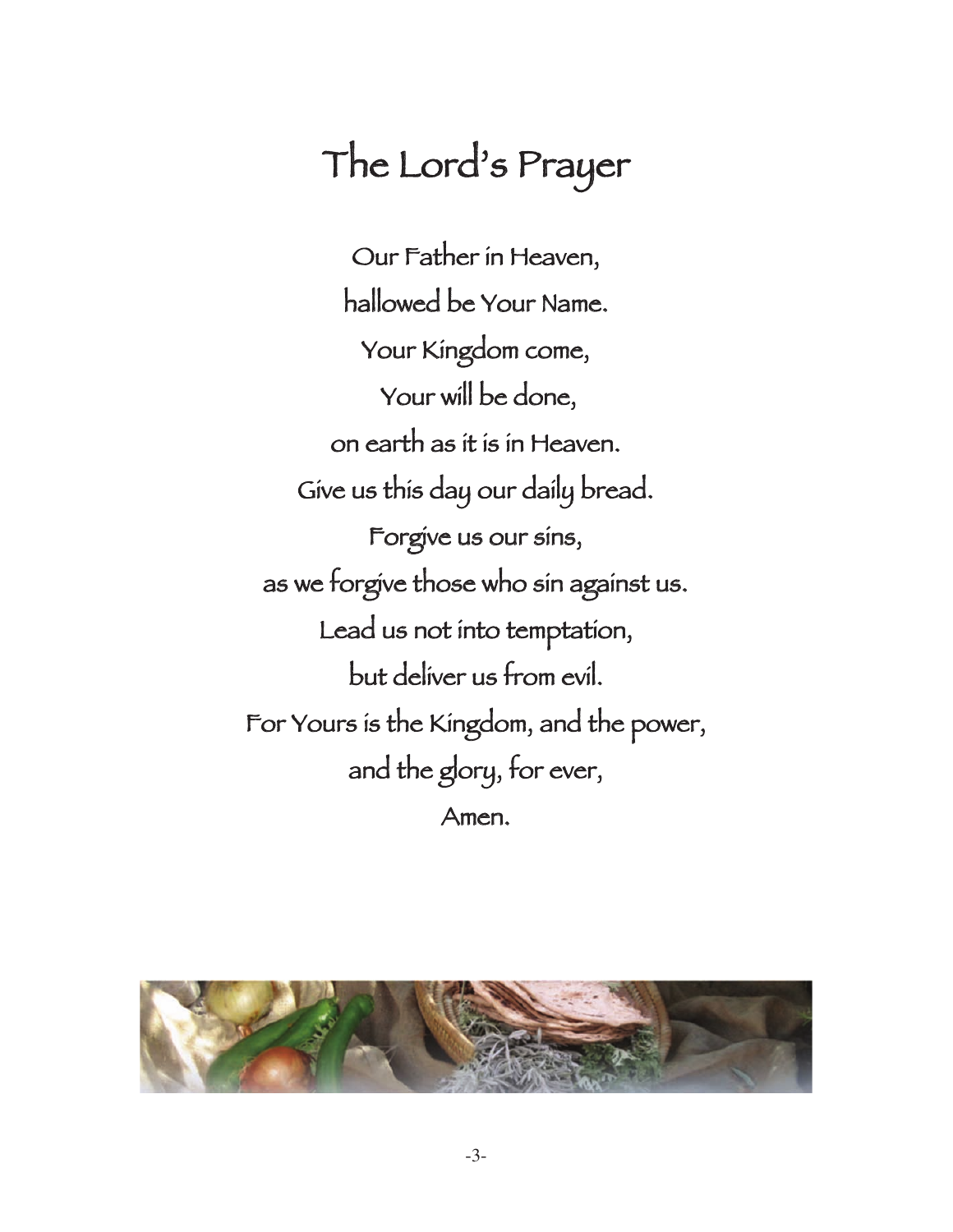# The Lord's Prayer

Our Father in Heaven,
hallowed be Your Name.
Your Kingdom come,
Your will be done,
on earth as it is in Heaven.
Give us this day our daily bread.
Forgive us our sins,
as we forgive those who sin against us.
Lead us not into temptation,
but deliver us from evil.
For Yours is the Kingdom, and the power,
and the glory, for ever,
Amen.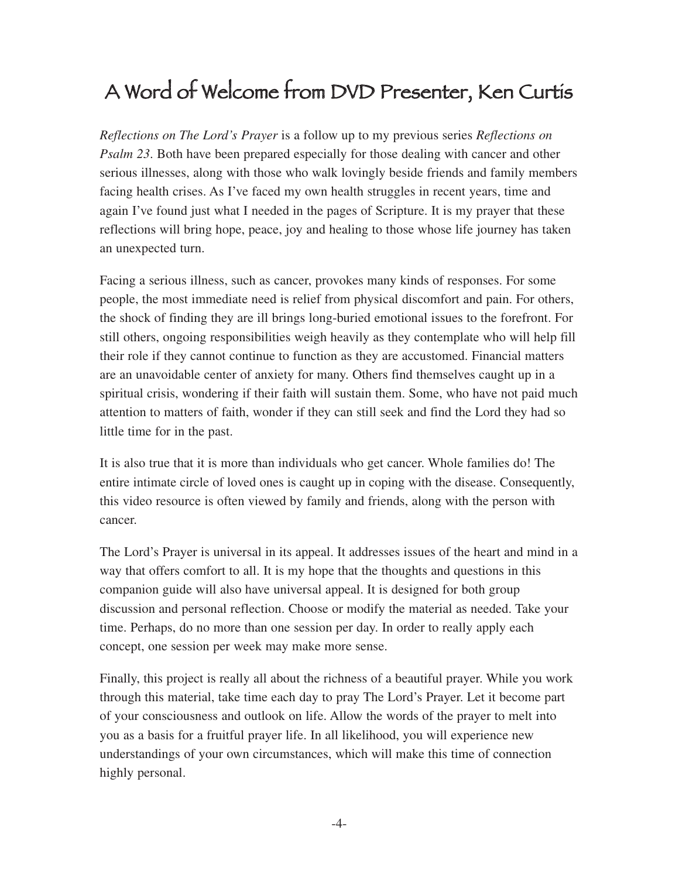# A Word of Welcome from DVD Presenter, Ken Curtis

*Reflections on The Lord's Prayer* is a follow up to my previous series *Reflections on Psalm 23*. Both have been prepared especially for those dealing with cancer and other serious illnesses, along with those who walk lovingly beside friends and family members facing health crises. As I've faced my own health struggles in recent years, time and again I've found just what I needed in the pages of Scripture. It is my prayer that these reflections will bring hope, peace, joy and healing to those whose life journey has taken an unexpected turn.

Facing a serious illness, such as cancer, provokes many kinds of responses. For some people, the most immediate need is relief from physical discomfort and pain. For others, the shock of finding they are ill brings long-buried emotional issues to the forefront. For still others, ongoing responsibilities weigh heavily as they contemplate who will help fill their role if they cannot continue to function as they are accustomed. Financial matters are an unavoidable center of anxiety for many. Others find themselves caught up in a spiritual crisis, wondering if their faith will sustain them. Some, who have not paid much attention to matters of faith, wonder if they can still seek and find the Lord they had so little time for in the past.

It is also true that it is more than individuals who get cancer. Whole families do! The entire intimate circle of loved ones is caught up in coping with the disease. Consequently, this video resource is often viewed by family and friends, along with the person with cancer.

The Lord's Prayer is universal in its appeal. It addresses issues of the heart and mind in a way that offers comfort to all. It is my hope that the thoughts and questions in this companion guide will also have universal appeal. It is designed for both group discussion and personal reflection. Choose or modify the material as needed. Take your time. Perhaps, do no more than one session per day. In order to really apply each concept, one session per week may make more sense.

Finally, this project is really all about the richness of a beautiful prayer. While you work through this material, take time each day to pray The Lord's Prayer. Let it become part of your consciousness and outlook on life. Allow the words of the prayer to melt into you as a basis for a fruitful prayer life. In all likelihood, you will experience new understandings of your own circumstances, which will make this time of connection highly personal.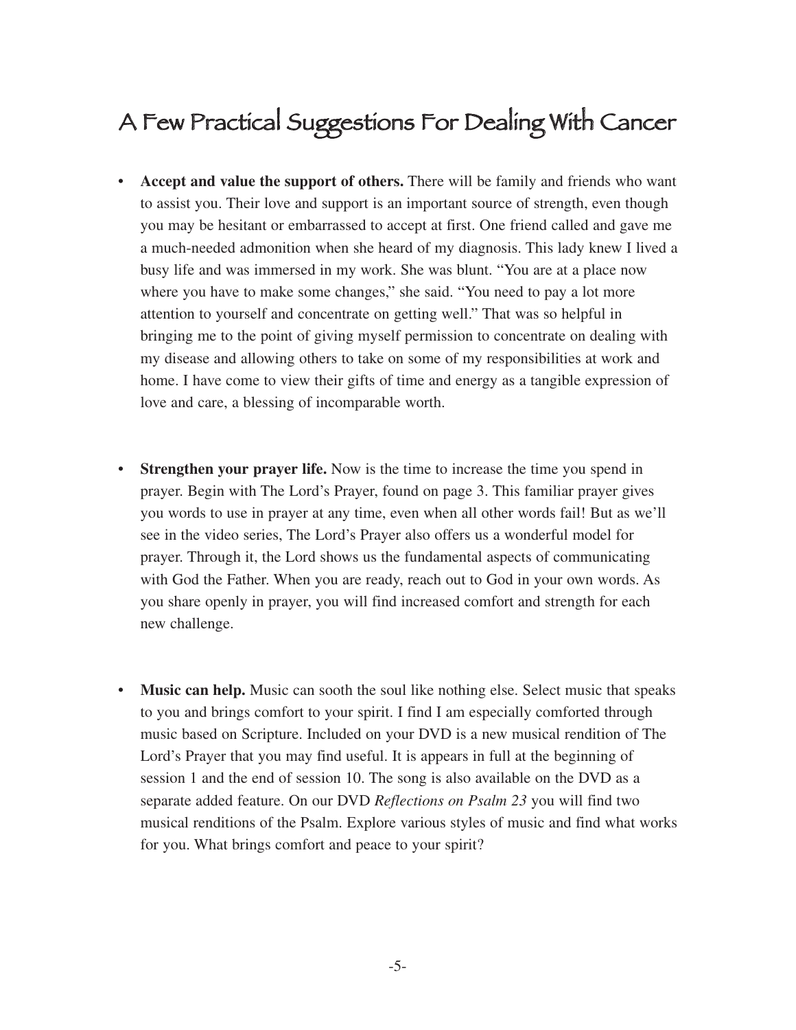# A Few Practical Suggestions For Dealing With Cancer

- **Accept and value the support of others.** There will be family and friends who want to assist you. Their love and support is an important source of strength, even though you may be hesitant or embarrassed to accept at first. One friend called and gave me a much-needed admonition when she heard of my diagnosis. This lady knew I lived a busy life and was immersed in my work. She was blunt. "You are at a place now where you have to make some changes," she said. "You need to pay a lot more attention to yourself and concentrate on getting well." That was so helpful in bringing me to the point of giving myself permission to concentrate on dealing with my disease and allowing others to take on some of my responsibilities at work and home. I have come to view their gifts of time and energy as a tangible expression of love and care, a blessing of incomparable worth.

- **Strengthen your prayer life.** Now is the time to increase the time you spend in prayer. Begin with The Lord's Prayer, found on page 3. This familiar prayer gives you words to use in prayer at any time, even when all other words fail! But as we'll see in the video series, The Lord's Prayer also offers us a wonderful model for prayer. Through it, the Lord shows us the fundamental aspects of communicating with God the Father. When you are ready, reach out to God in your own words. As you share openly in prayer, you will find increased comfort and strength for each new challenge.

- **Music can help.** Music can sooth the soul like nothing else. Select music that speaks to you and brings comfort to your spirit. I find I am especially comforted through music based on Scripture. Included on your DVD is a new musical rendition of The Lord's Prayer that you may find useful. It is appears in full at the beginning of session 1 and the end of session 10. The song is also available on the DVD as a separate added feature. On our DVD *Reflections on Psalm 23* you will find two musical renditions of the Psalm. Explore various styles of music and find what works for you. What brings comfort and peace to your spirit?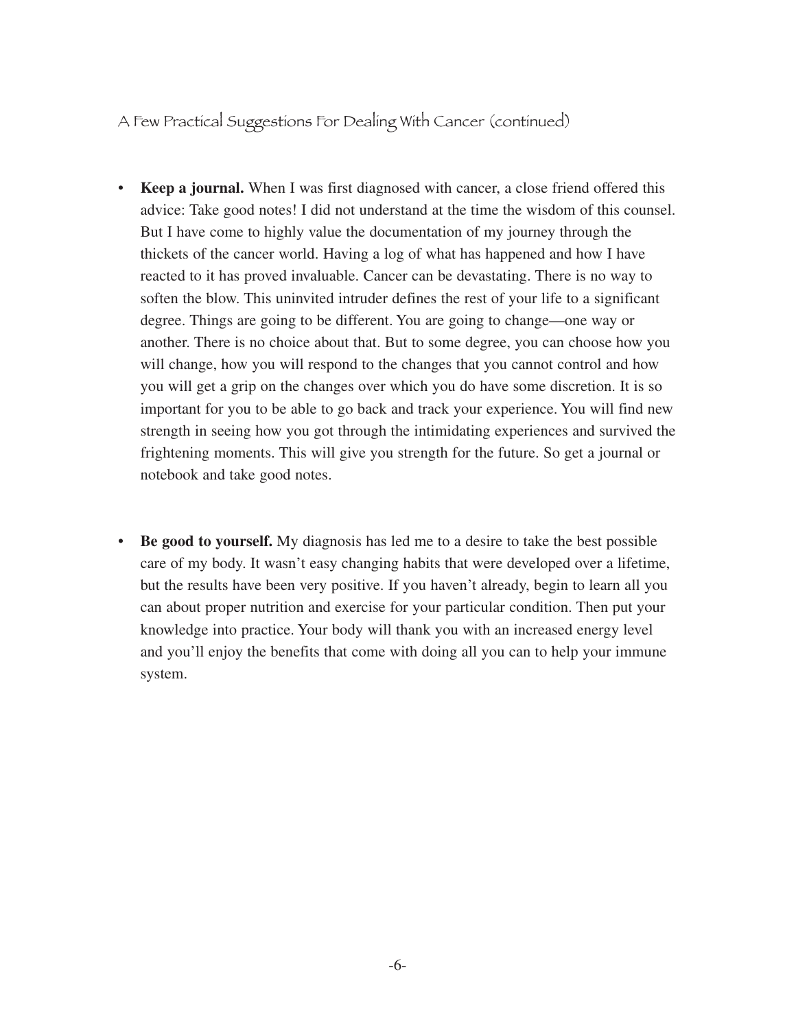## A Few Practical Suggestions For Dealing With Cancer (continued)

- **Keep a journal.** When I was first diagnosed with cancer, a close friend offered this advice: Take good notes! I did not understand at the time the wisdom of this counsel. But I have come to highly value the documentation of my journey through the thickets of the cancer world. Having a log of what has happened and how I have reacted to it has proved invaluable. Cancer can be devastating. There is no way to soften the blow. This uninvited intruder defines the rest of your life to a significant degree. Things are going to be different. You are going to change—one way or another. There is no choice about that. But to some degree, you can choose how you will change, how you will respond to the changes that you cannot control and how you will get a grip on the changes over which you do have some discretion. It is so important for you to be able to go back and track your experience. You will find new strength in seeing how you got through the intimidating experiences and survived the frightening moments. This will give you strength for the future. So get a journal or notebook and take good notes.

- **Be good to yourself.** My diagnosis has led me to a desire to take the best possible care of my body. It wasn't easy changing habits that were developed over a lifetime, but the results have been very positive. If you haven't already, begin to learn all you can about proper nutrition and exercise for your particular condition. Then put your knowledge into practice. Your body will thank you with an increased energy level and you'll enjoy the benefits that come with doing all you can to help your immune system.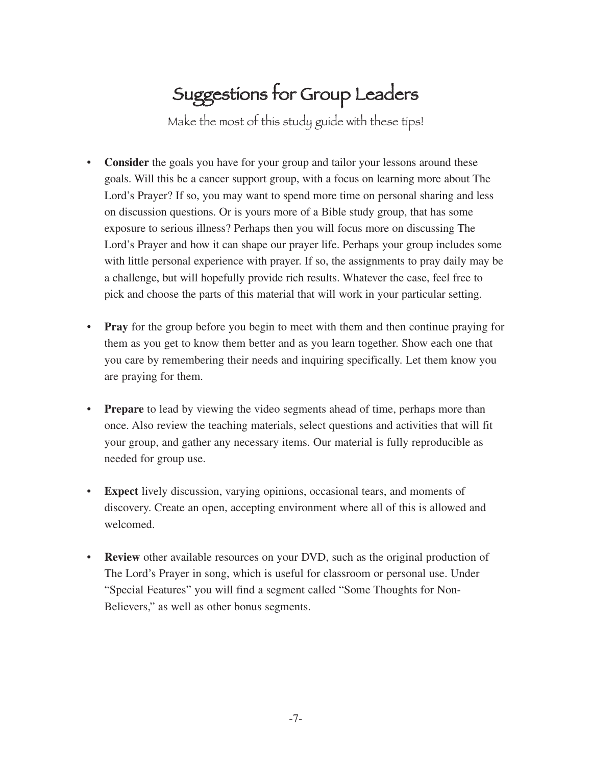# Suggestions for Group Leaders

Make the most of this study guide with these tips!

- **Consider** the goals you have for your group and tailor your lessons around these goals. Will this be a cancer support group, with a focus on learning more about The Lord's Prayer? If so, you may want to spend more time on personal sharing and less on discussion questions. Or is yours more of a Bible study group, that has some exposure to serious illness? Perhaps then you will focus more on discussing The Lord's Prayer and how it can shape our prayer life. Perhaps your group includes some with little personal experience with prayer. If so, the assignments to pray daily may be a challenge, but will hopefully provide rich results. Whatever the case, feel free to pick and choose the parts of this material that will work in your particular setting.

- **Pray** for the group before you begin to meet with them and then continue praying for them as you get to know them better and as you learn together. Show each one that you care by remembering their needs and inquiring specifically. Let them know you are praying for them.

- **Prepare** to lead by viewing the video segments ahead of time, perhaps more than once. Also review the teaching materials, select questions and activities that will fit your group, and gather any necessary items. Our material is fully reproducible as needed for group use.

- **Expect** lively discussion, varying opinions, occasional tears, and moments of discovery. Create an open, accepting environment where all of this is allowed and welcomed.

- **Review** other available resources on your DVD, such as the original production of The Lord's Prayer in song, which is useful for classroom or personal use. Under "Special Features" you will find a segment called "Some Thoughts for Non-Believers," as well as other bonus segments.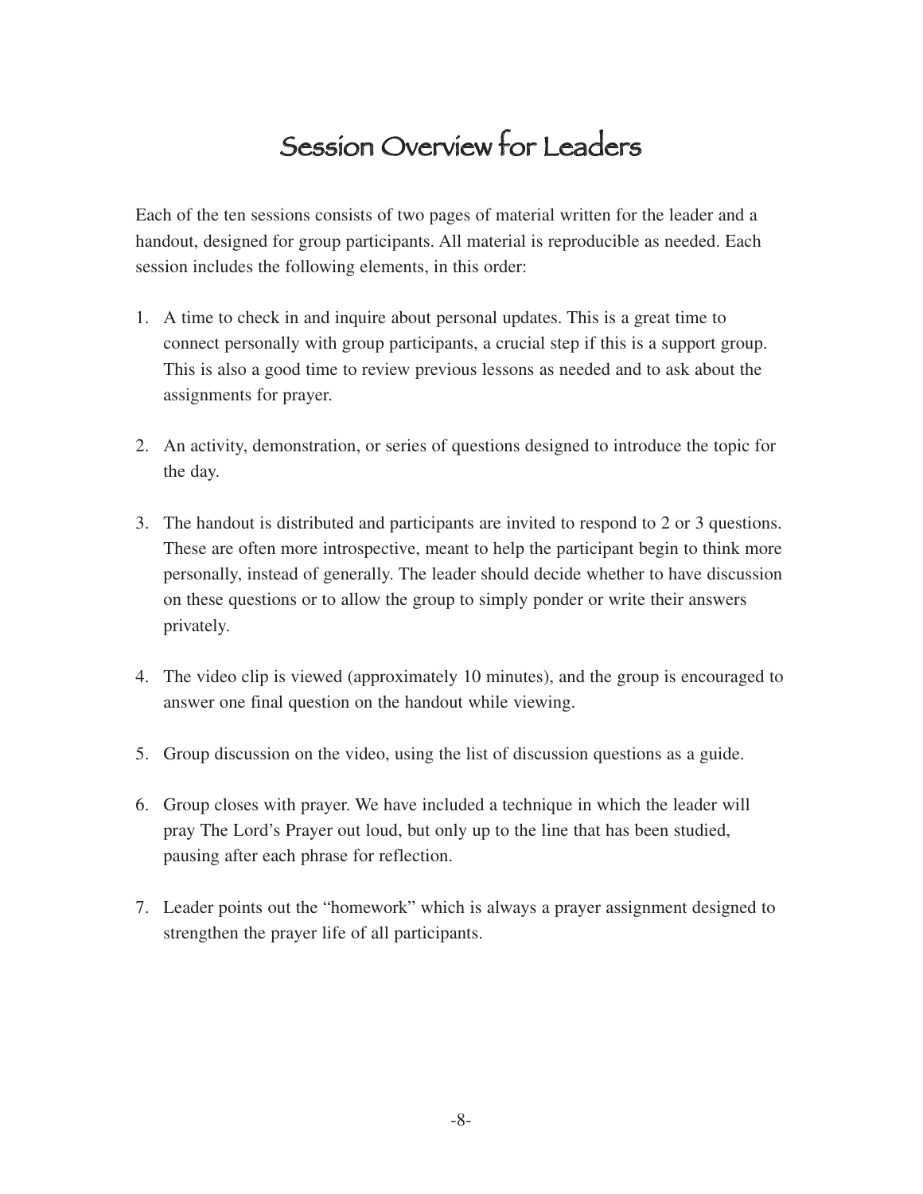# Session Overview for Leaders

Each of the ten sessions consists of two pages of material written for the leader and a handout, designed for group participants. All material is reproducible as needed. Each session includes the following elements, in this order:

1. A time to check in and inquire about personal updates. This is a great time to connect personally with group participants, a crucial step if this is a support group. This is also a good time to review previous lessons as needed and to ask about the assignments for prayer.

2. An activity, demonstration, or series of questions designed to introduce the topic for the day.

3. The handout is distributed and participants are invited to respond to 2 or 3 questions. These are often more introspective, meant to help the participant begin to think more personally, instead of generally. The leader should decide whether to have discussion on these questions or to allow the group to simply ponder or write their answers privately.

4. The video clip is viewed (approximately 10 minutes), and the group is encouraged to answer one final question on the handout while viewing.

5. Group discussion on the video, using the list of discussion questions as a guide.

6. Group closes with prayer. We have included a technique in which the leader will pray The Lord's Prayer out loud, but only up to the line that has been studied, pausing after each phrase for reflection.

7. Leader points out the "homework" which is always a prayer assignment designed to strengthen the prayer life of all participants.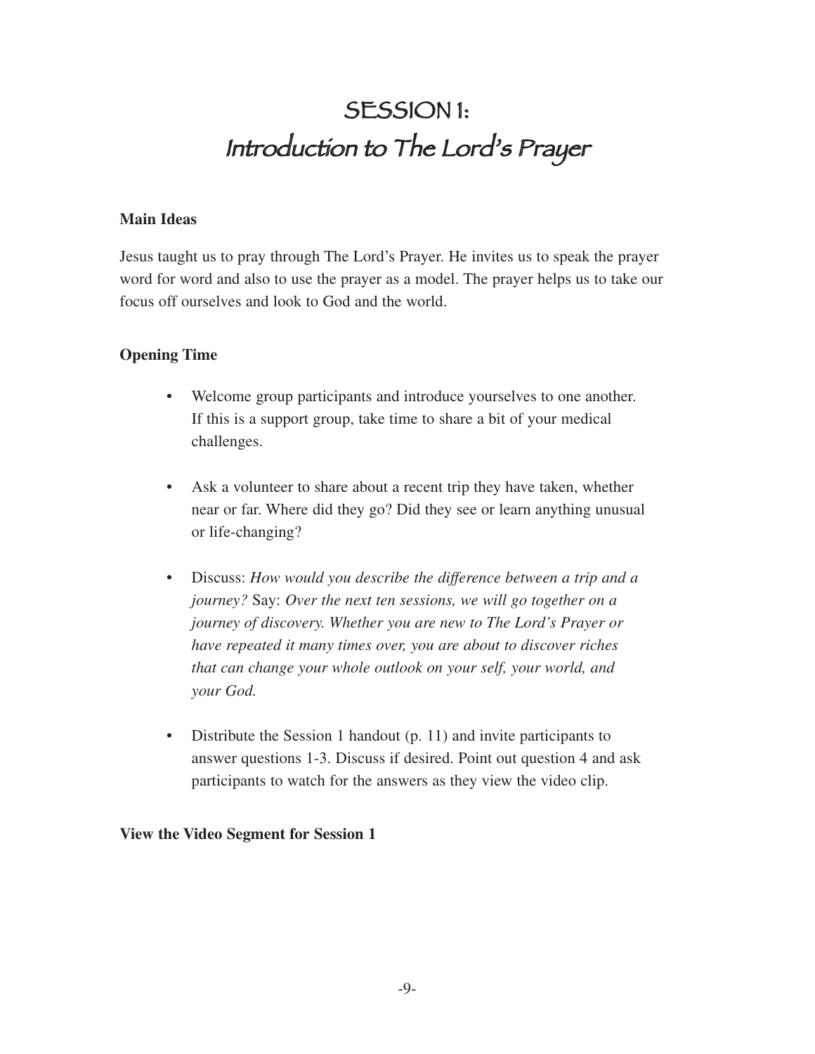# SESSION 1: Introduction to The Lord's Prayer

**Main Ideas**

Jesus taught us to pray through The Lord's Prayer. He invites us to speak the prayer word for word and also to use the prayer as a model. The prayer helps us to take our focus off ourselves and look to God and the world.

**Opening Time**

- Welcome group participants and introduce yourselves to one another. If this is a support group, take time to share a bit of your medical challenges.
- Ask a volunteer to share about a recent trip they have taken, whether near or far. Where did they go? Did they see or learn anything unusual or life-changing?
- Discuss: *How would you describe the difference between a trip and a journey?* Say: *Over the next ten sessions, we will go together on a journey of discovery. Whether you are new to The Lord's Prayer or have repeated it many times over, you are about to discover riches that can change your whole outlook on your self, your world, and your God.*
- Distribute the Session 1 handout (p. 11) and invite participants to answer questions 1-3. Discuss if desired. Point out question 4 and ask participants to watch for the answers as they view the video clip.

**View the Video Segment for Session 1**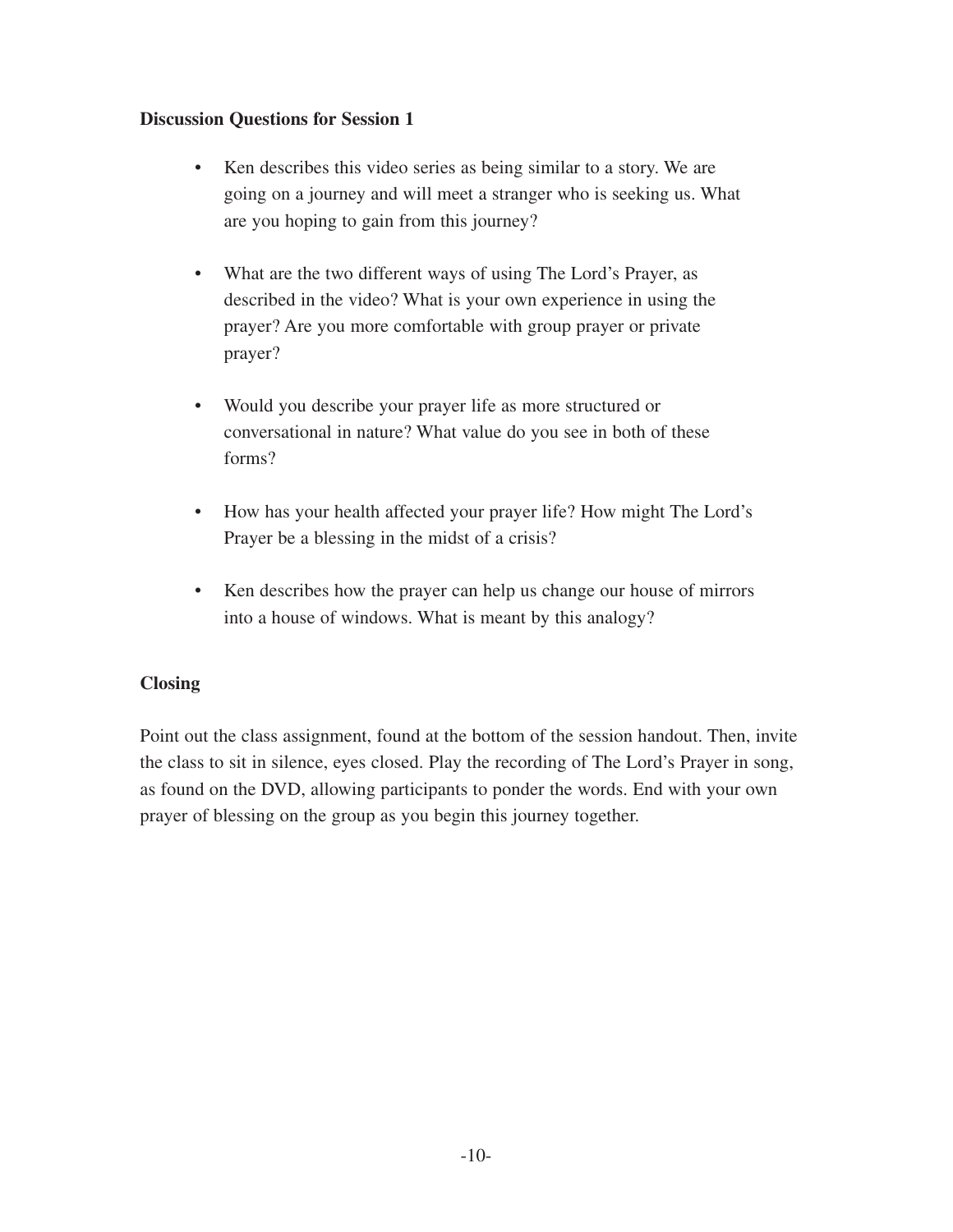**Discussion Questions for Session 1**

- Ken describes this video series as being similar to a story. We are going on a journey and will meet a stranger who is seeking us. What are you hoping to gain from this journey?

- What are the two different ways of using The Lord's Prayer, as described in the video? What is your own experience in using the prayer? Are you more comfortable with group prayer or private prayer?

- Would you describe your prayer life as more structured or conversational in nature? What value do you see in both of these forms?

- How has your health affected your prayer life? How might The Lord's Prayer be a blessing in the midst of a crisis?

- Ken describes how the prayer can help us change our house of mirrors into a house of windows. What is meant by this analogy?

**Closing**

Point out the class assignment, found at the bottom of the session handout. Then, invite the class to sit in silence, eyes closed. Play the recording of The Lord's Prayer in song, as found on the DVD, allowing participants to ponder the words. End with your own prayer of blessing on the group as you begin this journey together.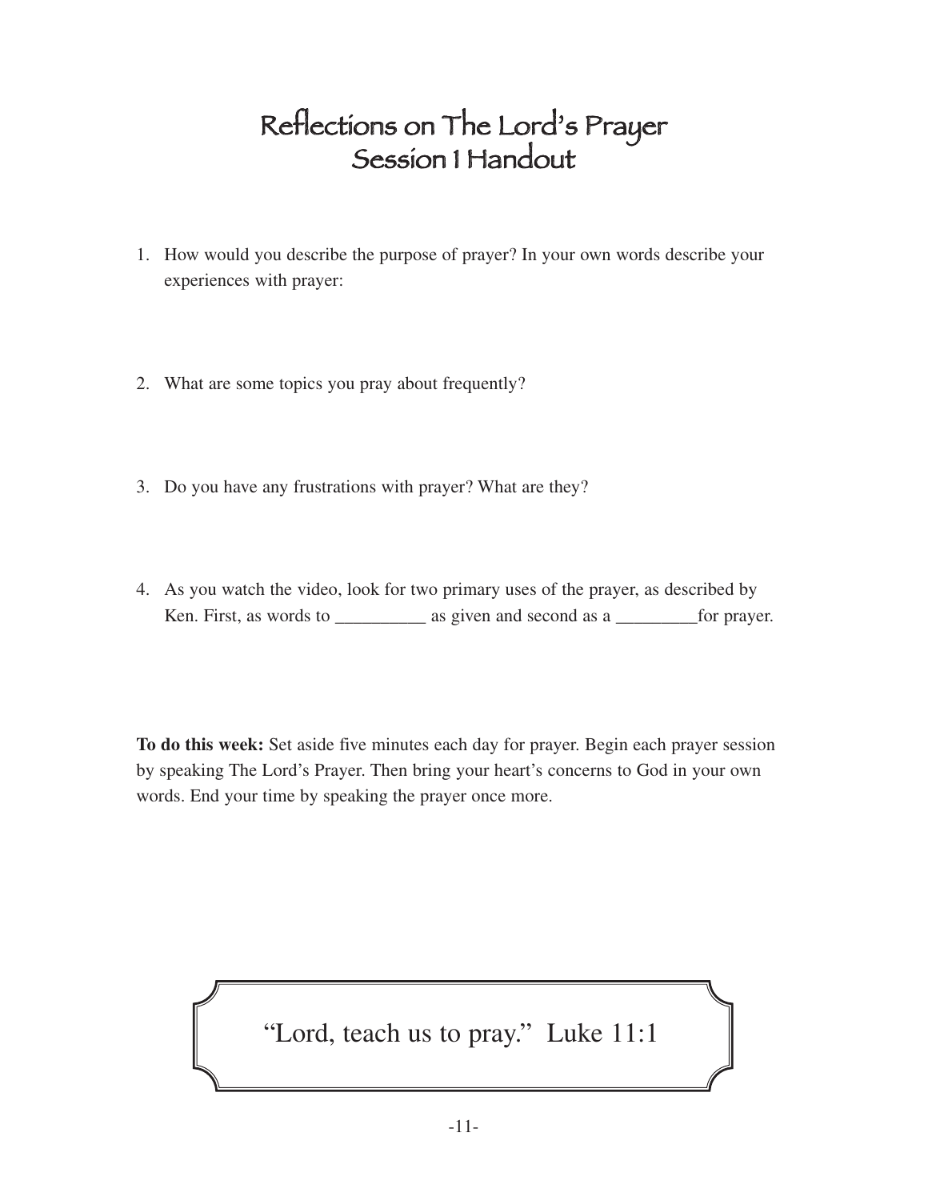# Reflections on The Lord's Prayer
## Session 1 Handout

1. How would you describe the purpose of prayer? In your own words describe your experiences with prayer:

2. What are some topics you pray about frequently?

3. Do you have any frustrations with prayer? What are they?

4. As you watch the video, look for two primary uses of the prayer, as described by Ken. First, as words to __________ as given and second as a _________for prayer.

**To do this week:** Set aside five minutes each day for prayer. Begin each prayer session by speaking The Lord's Prayer. Then bring your heart's concerns to God in your own words. End your time by speaking the prayer once more.

> "Lord, teach us to pray." Luke 11:1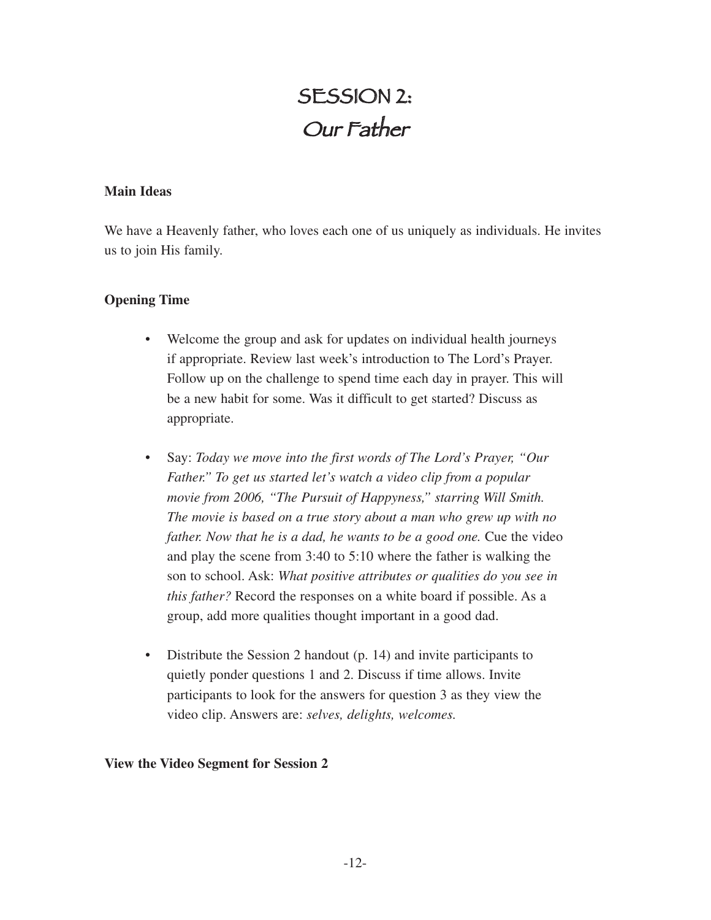# SESSION 2:
# Our Father

**Main Ideas**

We have a Heavenly father, who loves each one of us uniquely as individuals. He invites us to join His family.

**Opening Time**

- Welcome the group and ask for updates on individual health journeys if appropriate. Review last week's introduction to The Lord's Prayer. Follow up on the challenge to spend time each day in prayer. This will be a new habit for some. Was it difficult to get started? Discuss as appropriate.

- Say: *Today we move into the first words of The Lord's Prayer, "Our Father." To get us started let's watch a video clip from a popular movie from 2006, "The Pursuit of Happyness," starring Will Smith. The movie is based on a true story about a man who grew up with no father. Now that he is a dad, he wants to be a good one.* Cue the video and play the scene from 3:40 to 5:10 where the father is walking the son to school. Ask: *What positive attributes or qualities do you see in this father?* Record the responses on a white board if possible. As a group, add more qualities thought important in a good dad.

- Distribute the Session 2 handout (p. 14) and invite participants to quietly ponder questions 1 and 2. Discuss if time allows. Invite participants to look for the answers for question 3 as they view the video clip. Answers are: *selves, delights, welcomes.*

**View the Video Segment for Session 2**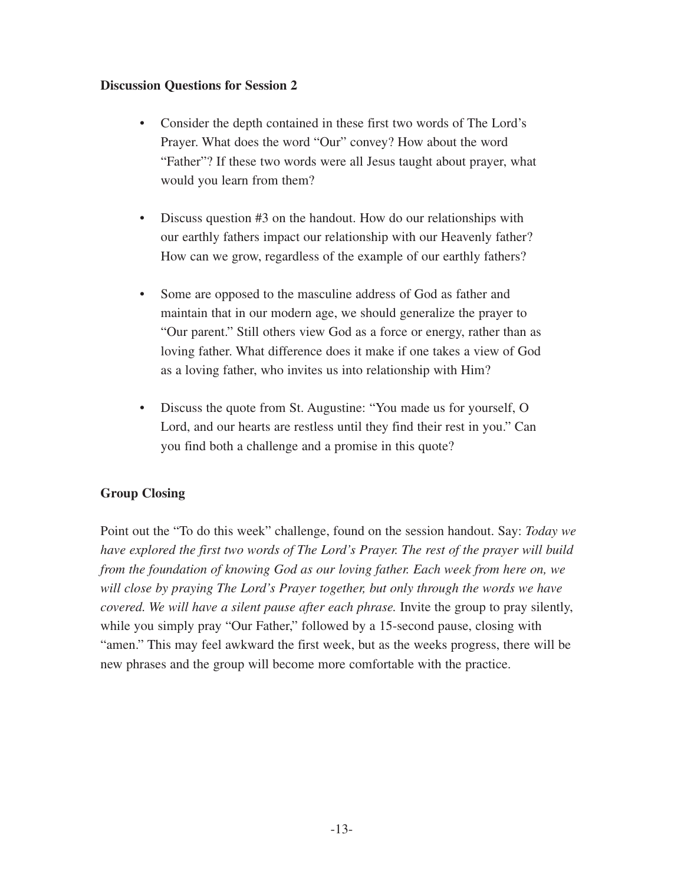**Discussion Questions for Session 2**

- Consider the depth contained in these first two words of The Lord's Prayer. What does the word "Our" convey? How about the word "Father"? If these two words were all Jesus taught about prayer, what would you learn from them?

- Discuss question #3 on the handout. How do our relationships with our earthly fathers impact our relationship with our Heavenly father? How can we grow, regardless of the example of our earthly fathers?

- Some are opposed to the masculine address of God as father and maintain that in our modern age, we should generalize the prayer to "Our parent." Still others view God as a force or energy, rather than as loving father. What difference does it make if one takes a view of God as a loving father, who invites us into relationship with Him?

- Discuss the quote from St. Augustine: "You made us for yourself, O Lord, and our hearts are restless until they find their rest in you." Can you find both a challenge and a promise in this quote?

**Group Closing**

Point out the "To do this week" challenge, found on the session handout. Say: *Today we have explored the first two words of The Lord's Prayer. The rest of the prayer will build from the foundation of knowing God as our loving father. Each week from here on, we will close by praying The Lord's Prayer together, but only through the words we have covered. We will have a silent pause after each phrase.* Invite the group to pray silently, while you simply pray "Our Father," followed by a 15-second pause, closing with "amen." This may feel awkward the first week, but as the weeks progress, there will be new phrases and the group will become more comfortable with the practice.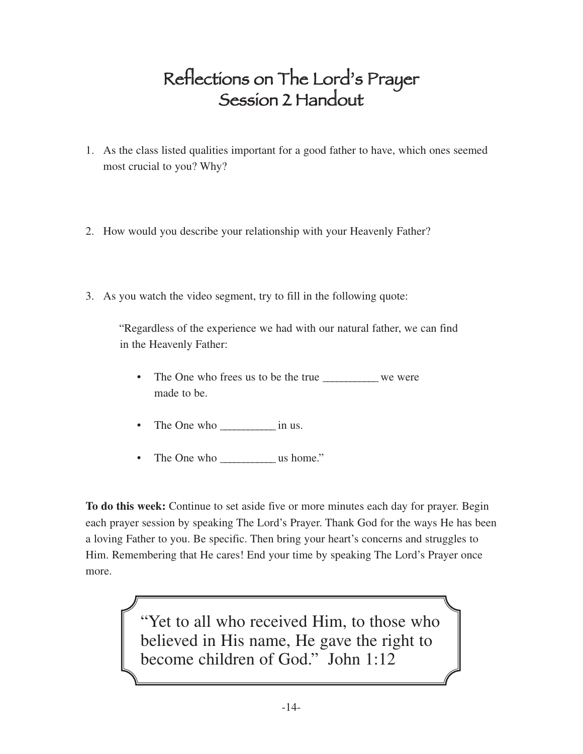# Reflections on The Lord's Prayer
# Session 2 Handout

1. As the class listed qualities important for a good father to have, which ones seemed most crucial to you? Why?

2. How would you describe your relationship with your Heavenly Father?

3. As you watch the video segment, try to fill in the following quote:

   "Regardless of the experience we had with our natural father, we can find in the Heavenly Father:

   - The One who frees us to be the true __________ we were made to be.
   - The One who __________ in us.
   - The One who __________ us home."

**To do this week:** Continue to set aside five or more minutes each day for prayer. Begin each prayer session by speaking The Lord's Prayer. Thank God for the ways He has been a loving Father to you. Be specific. Then bring your heart's concerns and struggles to Him. Remembering that He cares! End your time by speaking The Lord's Prayer once more.

> "Yet to all who received Him, to those who believed in His name, He gave the right to become children of God." John 1:12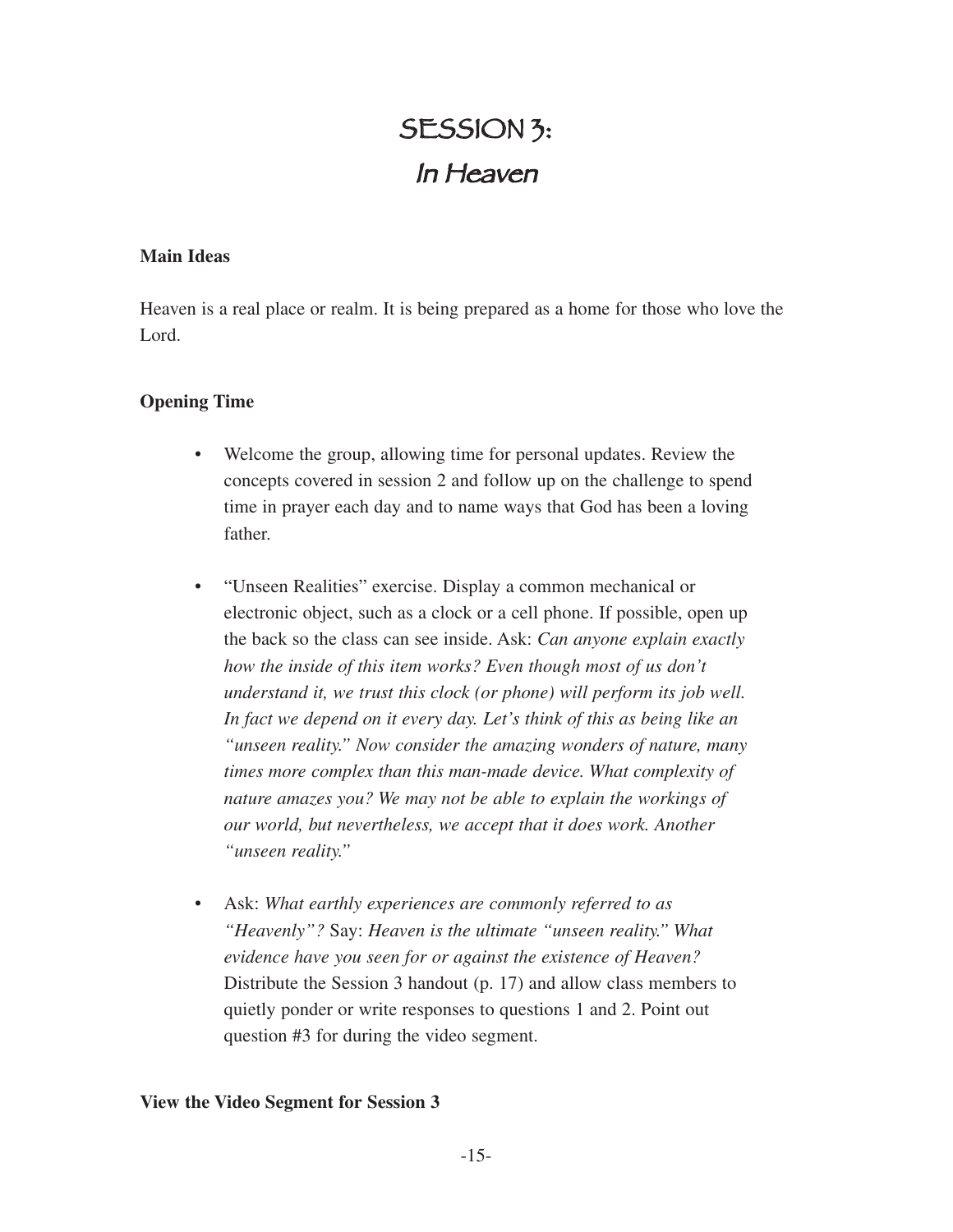# SESSION 3:

## *In Heaven*

**Main Ideas**

Heaven is a real place or realm. It is being prepared as a home for those who love the Lord.

**Opening Time**

- Welcome the group, allowing time for personal updates. Review the concepts covered in session 2 and follow up on the challenge to spend time in prayer each day and to name ways that God has been a loving father.

- "Unseen Realities" exercise. Display a common mechanical or electronic object, such as a clock or a cell phone. If possible, open up the back so the class can see inside. Ask: *Can anyone explain exactly how the inside of this item works? Even though most of us don't understand it, we trust this clock (or phone) will perform its job well. In fact we depend on it every day. Let's think of this as being like an "unseen reality." Now consider the amazing wonders of nature, many times more complex than this man-made device. What complexity of nature amazes you? We may not be able to explain the workings of our world, but nevertheless, we accept that it does work. Another "unseen reality."*

- Ask: *What earthly experiences are commonly referred to as "Heavenly"?* Say: *Heaven is the ultimate "unseen reality." What evidence have you seen for or against the existence of Heaven?* Distribute the Session 3 handout (p. 17) and allow class members to quietly ponder or write responses to questions 1 and 2. Point out question #3 for during the video segment.

**View the Video Segment for Session 3**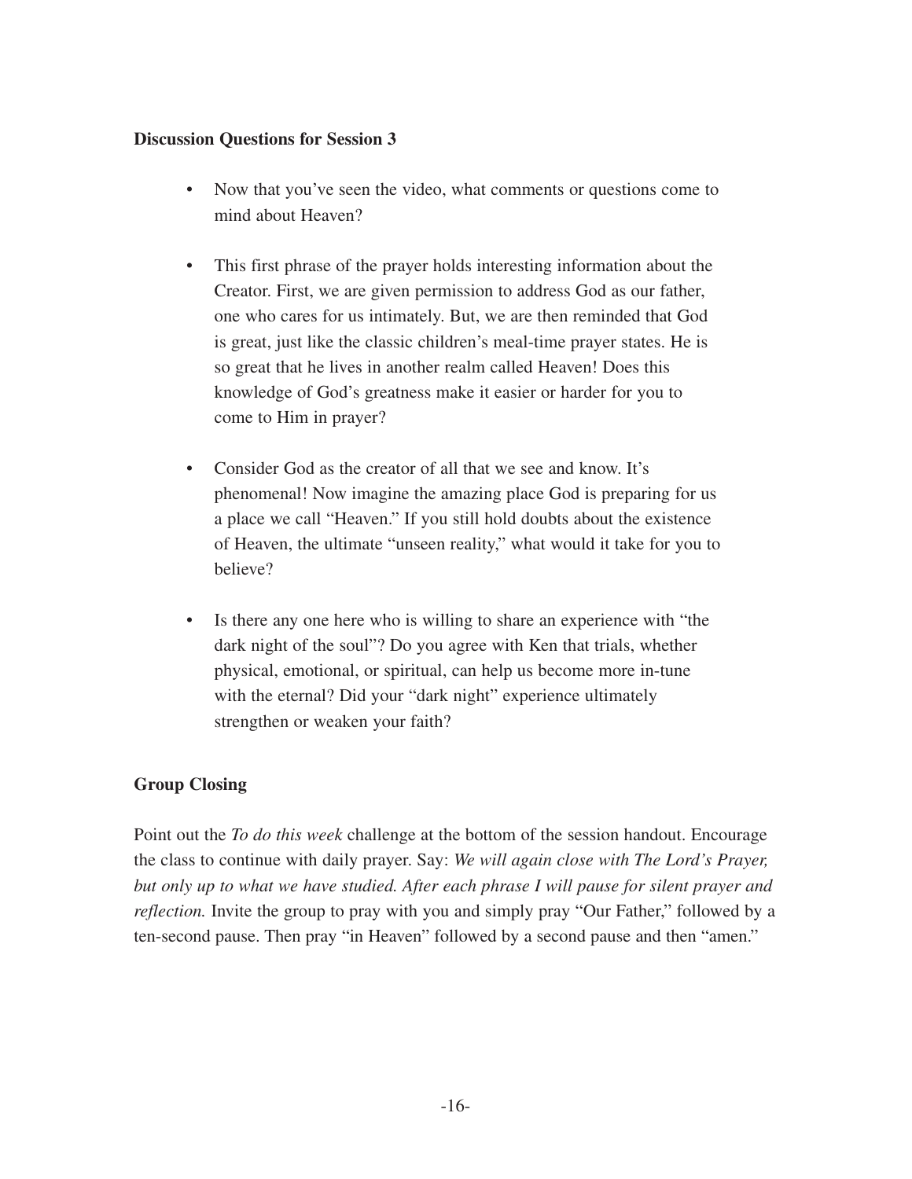**Discussion Questions for Session 3**

- Now that you've seen the video, what comments or questions come to mind about Heaven?
- This first phrase of the prayer holds interesting information about the Creator. First, we are given permission to address God as our father, one who cares for us intimately. But, we are then reminded that God is great, just like the classic children's meal-time prayer states. He is so great that he lives in another realm called Heaven! Does this knowledge of God's greatness make it easier or harder for you to come to Him in prayer?
- Consider God as the creator of all that we see and know. It's phenomenal! Now imagine the amazing place God is preparing for us a place we call "Heaven." If you still hold doubts about the existence of Heaven, the ultimate "unseen reality," what would it take for you to believe?
- Is there any one here who is willing to share an experience with "the dark night of the soul"? Do you agree with Ken that trials, whether physical, emotional, or spiritual, can help us become more in-tune with the eternal? Did your "dark night" experience ultimately strengthen or weaken your faith?

**Group Closing**

Point out the *To do this week* challenge at the bottom of the session handout. Encourage the class to continue with daily prayer. Say: *We will again close with The Lord's Prayer, but only up to what we have studied. After each phrase I will pause for silent prayer and reflection.* Invite the group to pray with you and simply pray "Our Father," followed by a ten-second pause. Then pray "in Heaven" followed by a second pause and then "amen."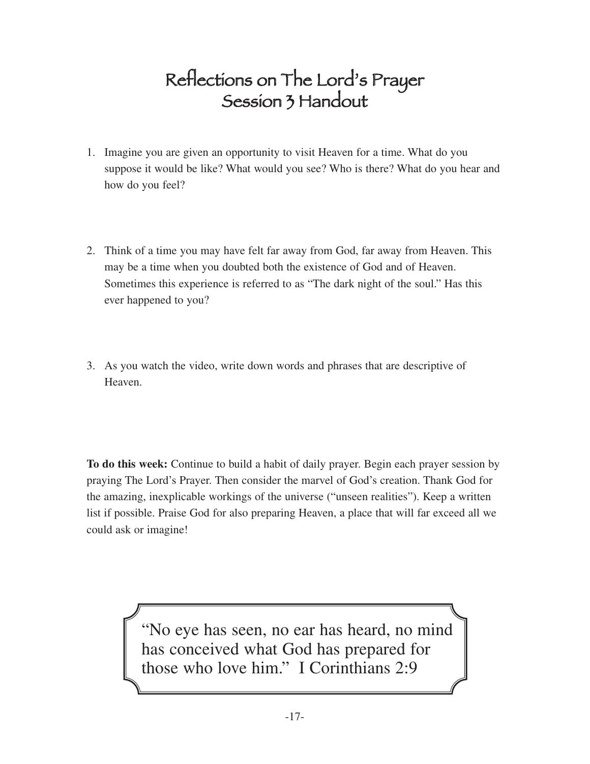# Reflections on The Lord's Prayer
# Session 3 Handout

1. Imagine you are given an opportunity to visit Heaven for a time. What do you suppose it would be like? What would you see? Who is there? What do you hear and how do you feel?

2. Think of a time you may have felt far away from God, far away from Heaven. This may be a time when you doubted both the existence of God and of Heaven. Sometimes this experience is referred to as "The dark night of the soul." Has this ever happened to you?

3. As you watch the video, write down words and phrases that are descriptive of Heaven.

**To do this week:** Continue to build a habit of daily prayer. Begin each prayer session by praying The Lord's Prayer. Then consider the marvel of God's creation. Thank God for the amazing, inexplicable workings of the universe ("unseen realities"). Keep a written list if possible. Praise God for also preparing Heaven, a place that will far exceed all we could ask or imagine!

> "No eye has seen, no ear has heard, no mind has conceived what God has prepared for those who love him." I Corinthians 2:9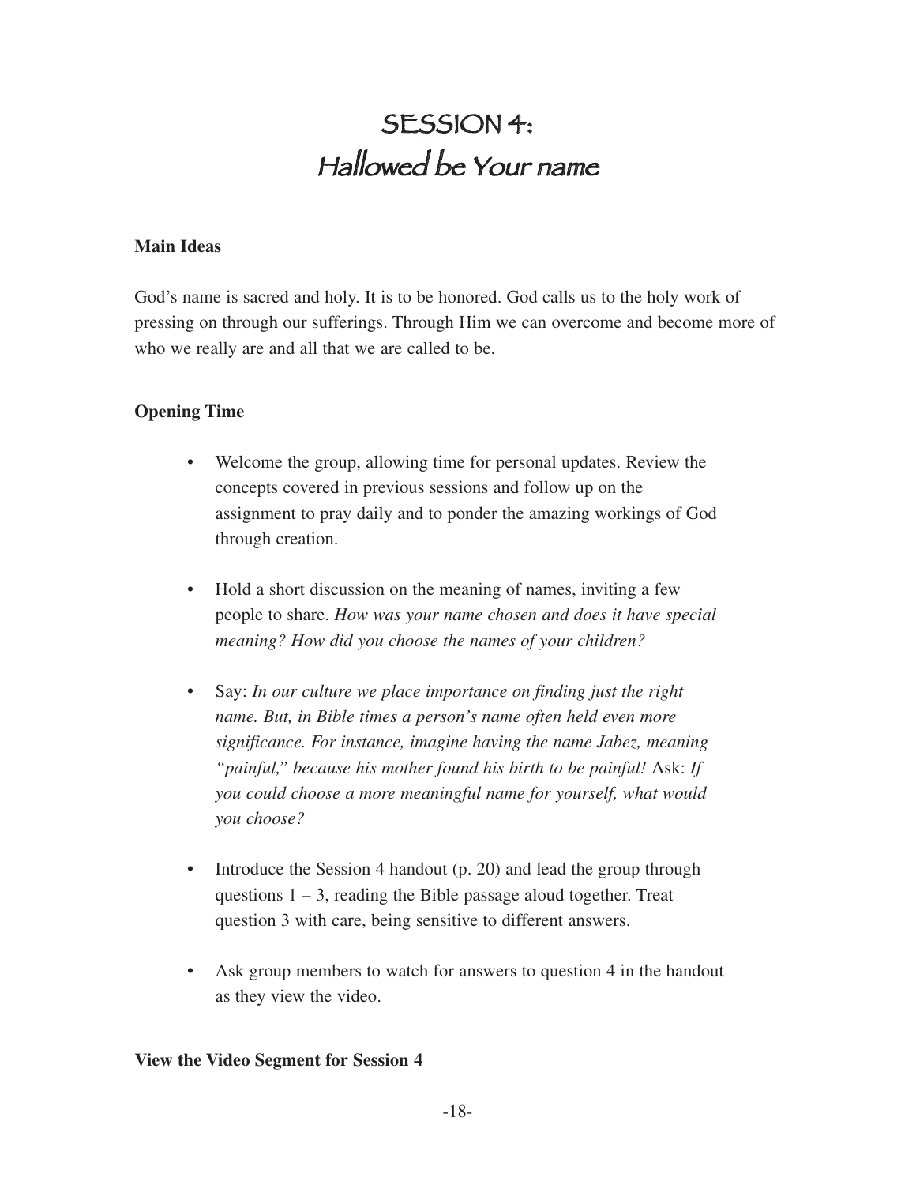# SESSION 4:
# Hallowed be Your name

**Main Ideas**

God's name is sacred and holy. It is to be honored. God calls us to the holy work of pressing on through our sufferings. Through Him we can overcome and become more of who we really are and all that we are called to be.

**Opening Time**

- Welcome the group, allowing time for personal updates. Review the concepts covered in previous sessions and follow up on the assignment to pray daily and to ponder the amazing workings of God through creation.

- Hold a short discussion on the meaning of names, inviting a few people to share. *How was your name chosen and does it have special meaning? How did you choose the names of your children?*

- Say: *In our culture we place importance on finding just the right name. But, in Bible times a person's name often held even more significance. For instance, imagine having the name Jabez, meaning "painful," because his mother found his birth to be painful!* Ask: *If you could choose a more meaningful name for yourself, what would you choose?*

- Introduce the Session 4 handout (p. 20) and lead the group through questions 1 – 3, reading the Bible passage aloud together. Treat question 3 with care, being sensitive to different answers.

- Ask group members to watch for answers to question 4 in the handout as they view the video.

**View the Video Segment for Session 4**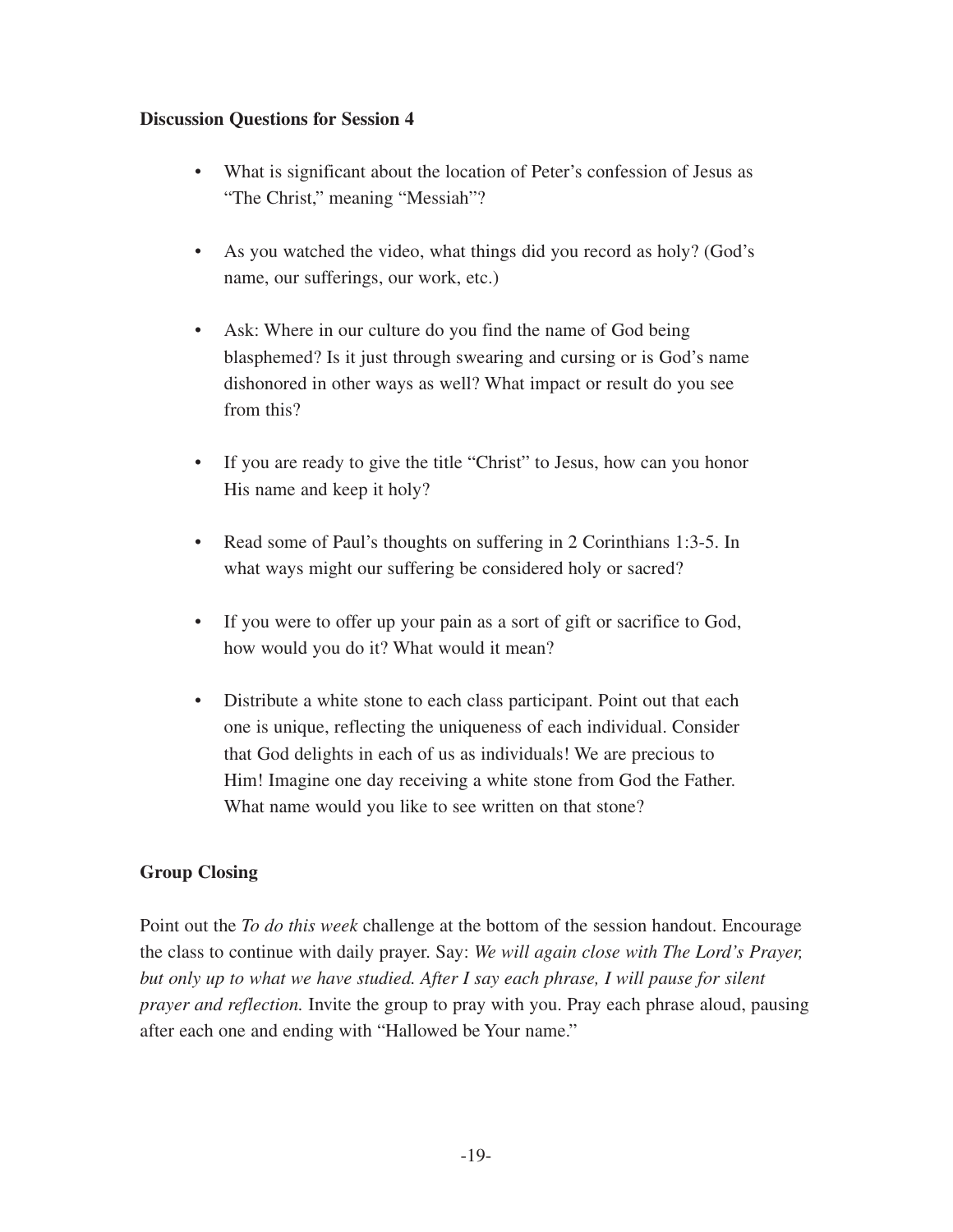**Discussion Questions for Session 4**

- What is significant about the location of Peter's confession of Jesus as "The Christ," meaning "Messiah"?
- As you watched the video, what things did you record as holy? (God's name, our sufferings, our work, etc.)
- Ask: Where in our culture do you find the name of God being blasphemed? Is it just through swearing and cursing or is God's name dishonored in other ways as well? What impact or result do you see from this?
- If you are ready to give the title "Christ" to Jesus, how can you honor His name and keep it holy?
- Read some of Paul's thoughts on suffering in 2 Corinthians 1:3-5. In what ways might our suffering be considered holy or sacred?
- If you were to offer up your pain as a sort of gift or sacrifice to God, how would you do it? What would it mean?
- Distribute a white stone to each class participant. Point out that each one is unique, reflecting the uniqueness of each individual. Consider that God delights in each of us as individuals! We are precious to Him! Imagine one day receiving a white stone from God the Father. What name would you like to see written on that stone?

**Group Closing**

Point out the *To do this week* challenge at the bottom of the session handout. Encourage the class to continue with daily prayer. Say: *We will again close with The Lord's Prayer, but only up to what we have studied. After I say each phrase, I will pause for silent prayer and reflection.* Invite the group to pray with you. Pray each phrase aloud, pausing after each one and ending with "Hallowed be Your name."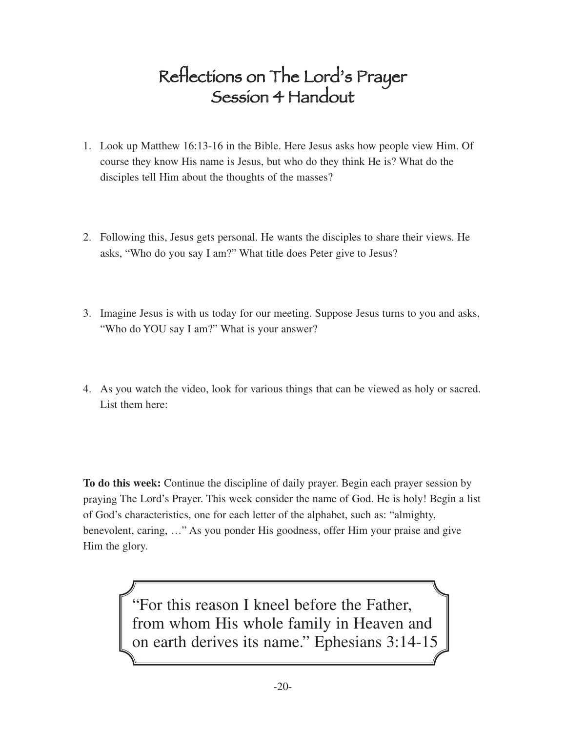# Reflections on The Lord's Prayer
# Session 4 Handout

1. Look up Matthew 16:13-16 in the Bible. Here Jesus asks how people view Him. Of course they know His name is Jesus, but who do they think He is? What do the disciples tell Him about the thoughts of the masses?

2. Following this, Jesus gets personal. He wants the disciples to share their views. He asks, "Who do you say I am?" What title does Peter give to Jesus?

3. Imagine Jesus is with us today for our meeting. Suppose Jesus turns to you and asks, "Who do YOU say I am?" What is your answer?

4. As you watch the video, look for various things that can be viewed as holy or sacred. List them here:

**To do this week:** Continue the discipline of daily prayer. Begin each prayer session by praying The Lord's Prayer. This week consider the name of God. He is holy! Begin a list of God's characteristics, one for each letter of the alphabet, such as: "almighty, benevolent, caring, …" As you ponder His goodness, offer Him your praise and give Him the glory.

"For this reason I kneel before the Father, from whom His whole family in Heaven and on earth derives its name." Ephesians 3:14-15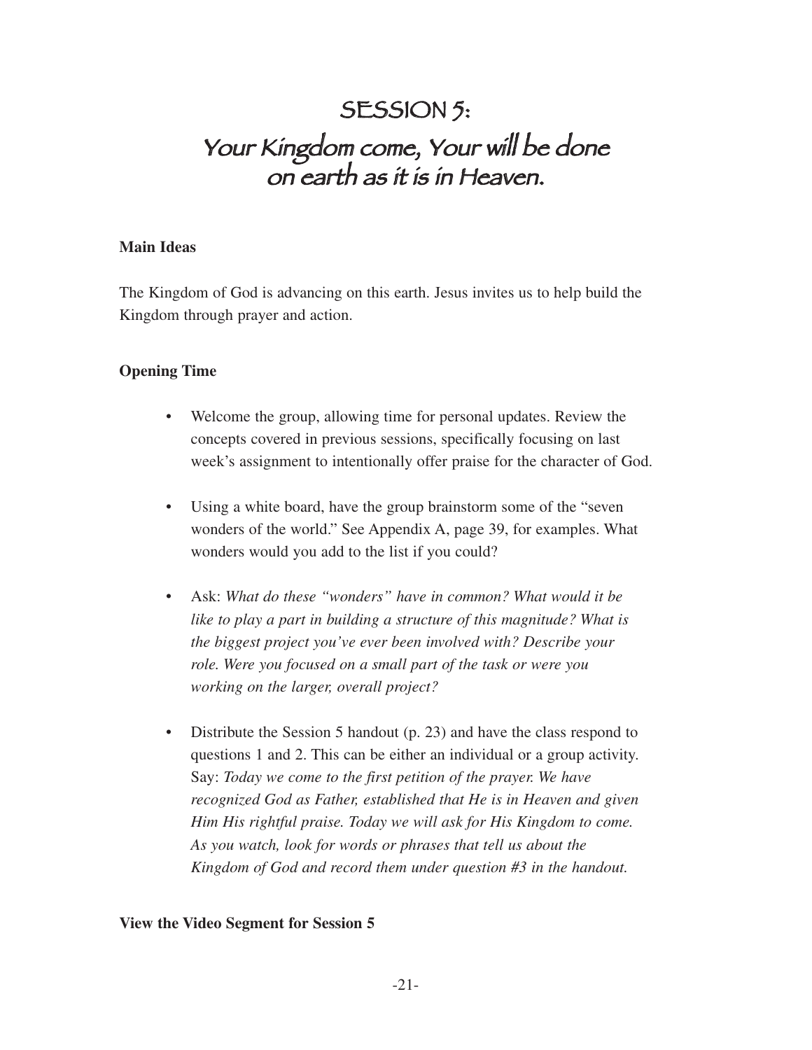# SESSION 5:
# Your Kingdom come, Your will be done on earth as it is in Heaven.

**Main Ideas**

The Kingdom of God is advancing on this earth. Jesus invites us to help build the Kingdom through prayer and action.

**Opening Time**

- Welcome the group, allowing time for personal updates. Review the concepts covered in previous sessions, specifically focusing on last week's assignment to intentionally offer praise for the character of God.

- Using a white board, have the group brainstorm some of the "seven wonders of the world." See Appendix A, page 39, for examples. What wonders would you add to the list if you could?

- Ask: *What do these "wonders" have in common? What would it be like to play a part in building a structure of this magnitude? What is the biggest project you've ever been involved with? Describe your role. Were you focused on a small part of the task or were you working on the larger, overall project?*

- Distribute the Session 5 handout (p. 23) and have the class respond to questions 1 and 2. This can be either an individual or a group activity. Say: *Today we come to the first petition of the prayer. We have recognized God as Father, established that He is in Heaven and given Him His rightful praise. Today we will ask for His Kingdom to come. As you watch, look for words or phrases that tell us about the Kingdom of God and record them under question #3 in the handout.*

**View the Video Segment for Session 5**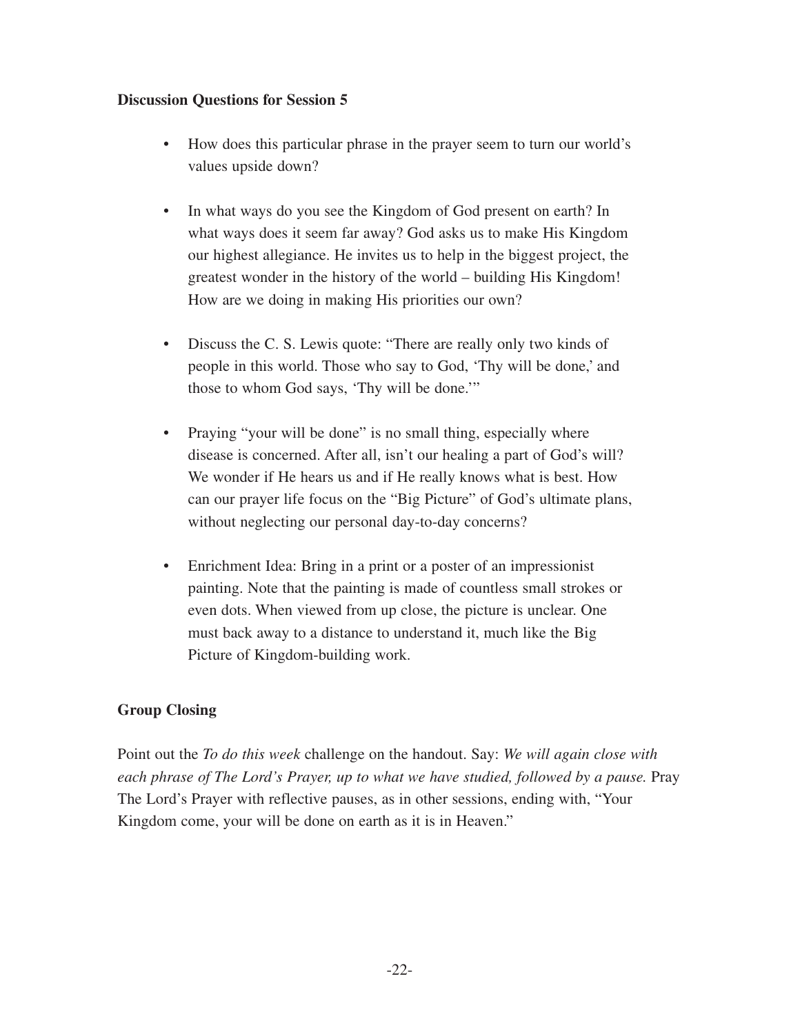**Discussion Questions for Session 5**

- How does this particular phrase in the prayer seem to turn our world's values upside down?

- In what ways do you see the Kingdom of God present on earth? In what ways does it seem far away? God asks us to make His Kingdom our highest allegiance. He invites us to help in the biggest project, the greatest wonder in the history of the world – building His Kingdom! How are we doing in making His priorities our own?

- Discuss the C. S. Lewis quote: "There are really only two kinds of people in this world. Those who say to God, 'Thy will be done,' and those to whom God says, 'Thy will be done.'"

- Praying "your will be done" is no small thing, especially where disease is concerned. After all, isn't our healing a part of God's will? We wonder if He hears us and if He really knows what is best. How can our prayer life focus on the "Big Picture" of God's ultimate plans, without neglecting our personal day-to-day concerns?

- Enrichment Idea: Bring in a print or a poster of an impressionist painting. Note that the painting is made of countless small strokes or even dots. When viewed from up close, the picture is unclear. One must back away to a distance to understand it, much like the Big Picture of Kingdom-building work.

**Group Closing**

Point out the *To do this week* challenge on the handout. Say: *We will again close with each phrase of The Lord's Prayer, up to what we have studied, followed by a pause.* Pray The Lord's Prayer with reflective pauses, as in other sessions, ending with, "Your Kingdom come, your will be done on earth as it is in Heaven."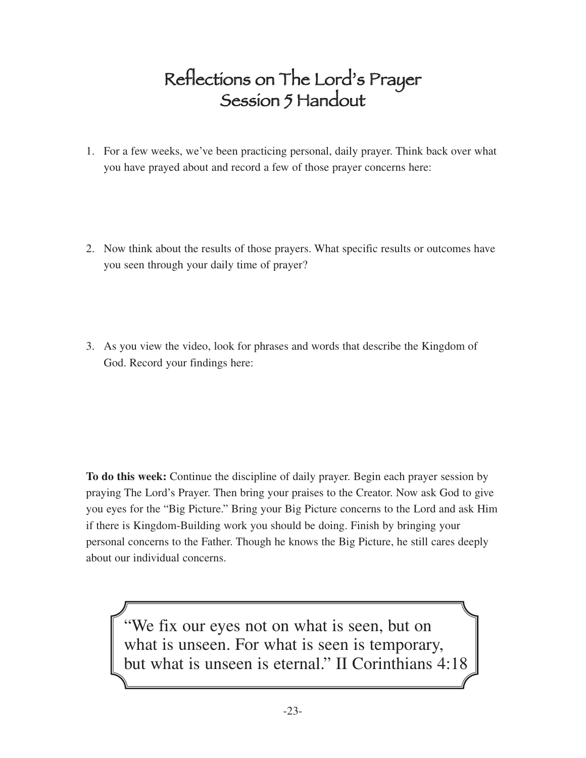# Reflections on The Lord's Prayer
## Session 5 Handout

1. For a few weeks, we've been practicing personal, daily prayer. Think back over what you have prayed about and record a few of those prayer concerns here:

2. Now think about the results of those prayers. What specific results or outcomes have you seen through your daily time of prayer?

3. As you view the video, look for phrases and words that describe the Kingdom of God. Record your findings here:

**To do this week:** Continue the discipline of daily prayer. Begin each prayer session by praying The Lord's Prayer. Then bring your praises to the Creator. Now ask God to give you eyes for the "Big Picture." Bring your Big Picture concerns to the Lord and ask Him if there is Kingdom-Building work you should be doing. Finish by bringing your personal concerns to the Father. Though he knows the Big Picture, he still cares deeply about our individual concerns.

> "We fix our eyes not on what is seen, but on what is unseen. For what is seen is temporary, but what is unseen is eternal." II Corinthians 4:18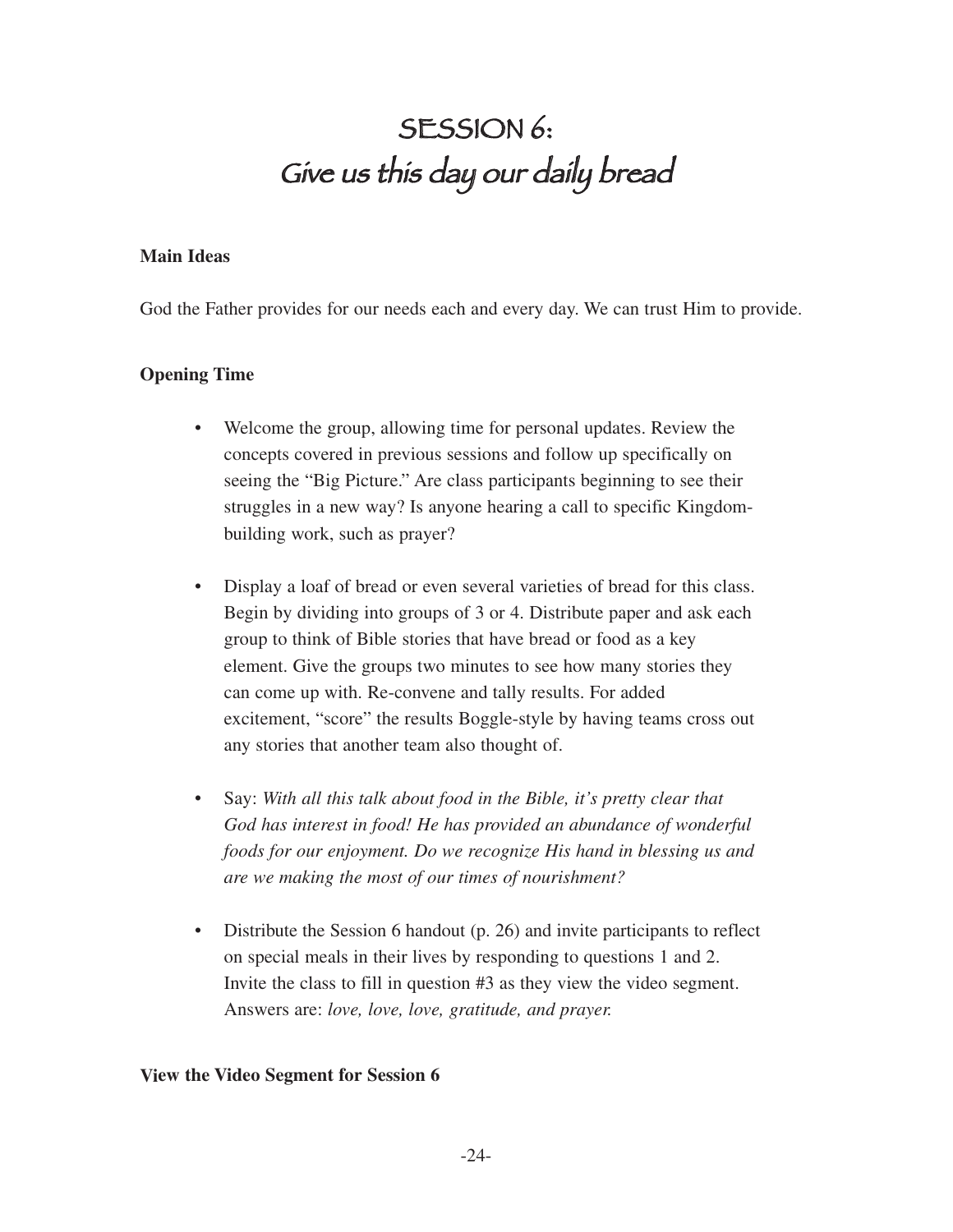# SESSION 6:
# *Give us this day our daily bread*

**Main Ideas**

God the Father provides for our needs each and every day. We can trust Him to provide.

**Opening Time**

- Welcome the group, allowing time for personal updates. Review the concepts covered in previous sessions and follow up specifically on seeing the "Big Picture." Are class participants beginning to see their struggles in a new way? Is anyone hearing a call to specific Kingdom-building work, such as prayer?

- Display a loaf of bread or even several varieties of bread for this class. Begin by dividing into groups of 3 or 4. Distribute paper and ask each group to think of Bible stories that have bread or food as a key element. Give the groups two minutes to see how many stories they can come up with. Re-convene and tally results. For added excitement, "score" the results Boggle-style by having teams cross out any stories that another team also thought of.

- Say: *With all this talk about food in the Bible, it's pretty clear that God has interest in food! He has provided an abundance of wonderful foods for our enjoyment. Do we recognize His hand in blessing us and are we making the most of our times of nourishment?*

- Distribute the Session 6 handout (p. 26) and invite participants to reflect on special meals in their lives by responding to questions 1 and 2. Invite the class to fill in question #3 as they view the video segment. Answers are: *love, love, love, gratitude, and prayer.*

**View the Video Segment for Session 6**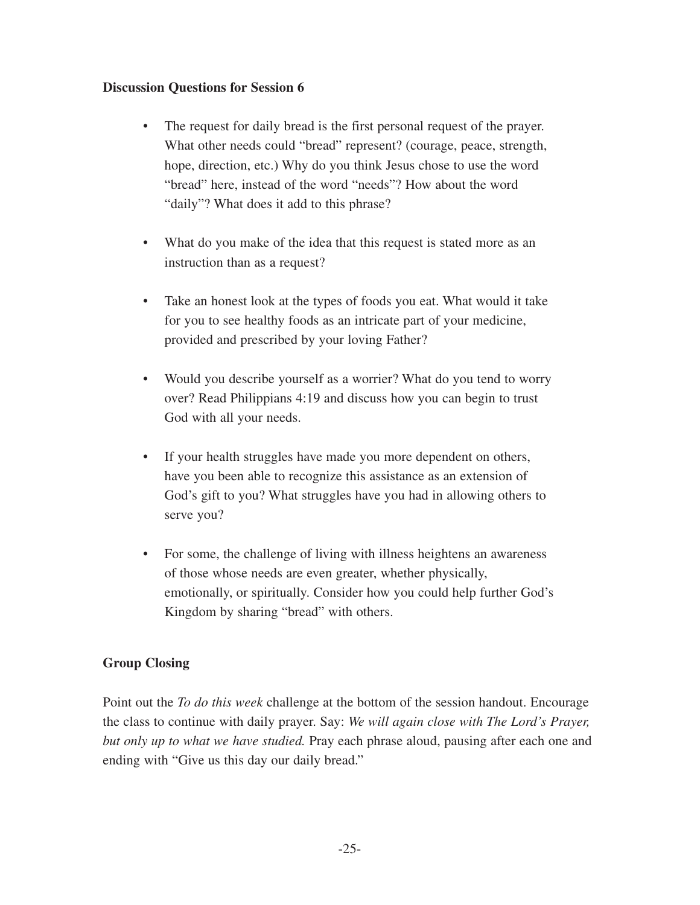**Discussion Questions for Session 6**

- The request for daily bread is the first personal request of the prayer. What other needs could "bread" represent? (courage, peace, strength, hope, direction, etc.) Why do you think Jesus chose to use the word "bread" here, instead of the word "needs"? How about the word "daily"? What does it add to this phrase?
- What do you make of the idea that this request is stated more as an instruction than as a request?
- Take an honest look at the types of foods you eat. What would it take for you to see healthy foods as an intricate part of your medicine, provided and prescribed by your loving Father?
- Would you describe yourself as a worrier? What do you tend to worry over? Read Philippians 4:19 and discuss how you can begin to trust God with all your needs.
- If your health struggles have made you more dependent on others, have you been able to recognize this assistance as an extension of God's gift to you? What struggles have you had in allowing others to serve you?
- For some, the challenge of living with illness heightens an awareness of those whose needs are even greater, whether physically, emotionally, or spiritually. Consider how you could help further God's Kingdom by sharing "bread" with others.

**Group Closing**

Point out the *To do this week* challenge at the bottom of the session handout. Encourage the class to continue with daily prayer. Say: *We will again close with The Lord's Prayer, but only up to what we have studied.* Pray each phrase aloud, pausing after each one and ending with "Give us this day our daily bread."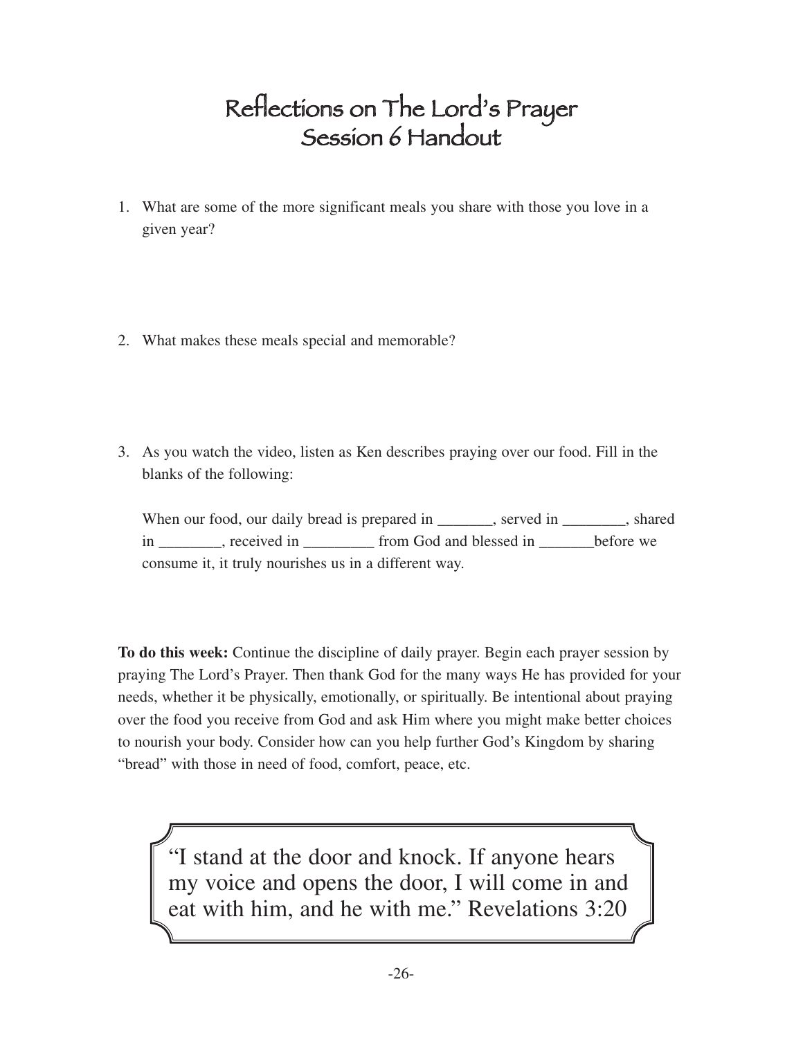# Reflections on The Lord's Prayer
## Session 6 Handout

1. What are some of the more significant meals you share with those you love in a given year?

2. What makes these meals special and memorable?

3. As you watch the video, listen as Ken describes praying over our food. Fill in the blanks of the following:

   When our food, our daily bread is prepared in _______, served in ________, shared in ________, received in _________ from God and blessed in _______before we consume it, it truly nourishes us in a different way.

**To do this week:** Continue the discipline of daily prayer. Begin each prayer session by praying The Lord's Prayer. Then thank God for the many ways He has provided for your needs, whether it be physically, emotionally, or spiritually. Be intentional about praying over the food you receive from God and ask Him where you might make better choices to nourish your body. Consider how can you help further God's Kingdom by sharing "bread" with those in need of food, comfort, peace, etc.

> "I stand at the door and knock. If anyone hears my voice and opens the door, I will come in and eat with him, and he with me." Revelations 3:20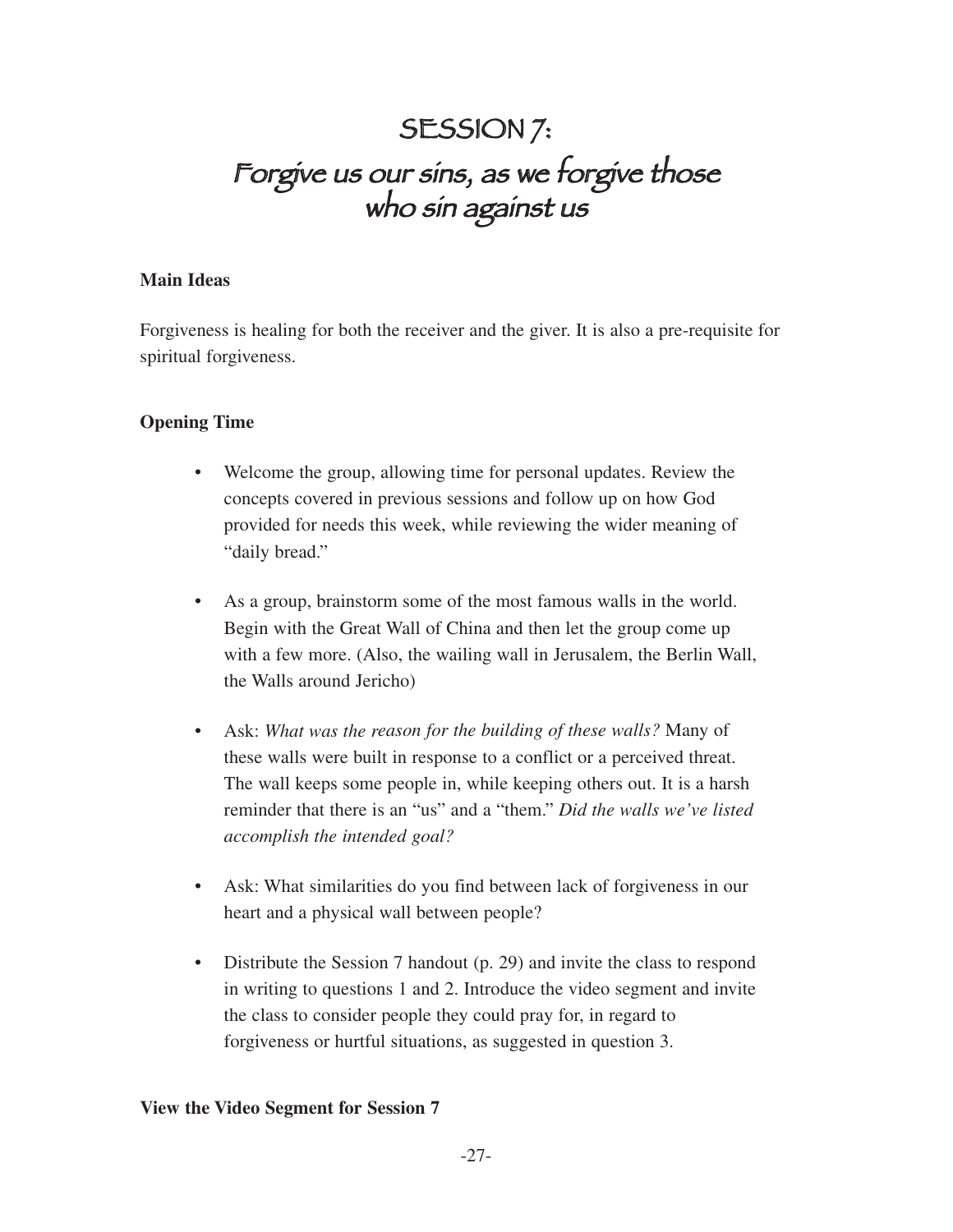# SESSION 7:
# Forgive us our sins, as we forgive those who sin against us

**Main Ideas**

Forgiveness is healing for both the receiver and the giver. It is also a pre-requisite for spiritual forgiveness.

**Opening Time**

- Welcome the group, allowing time for personal updates. Review the concepts covered in previous sessions and follow up on how God provided for needs this week, while reviewing the wider meaning of "daily bread."
- As a group, brainstorm some of the most famous walls in the world. Begin with the Great Wall of China and then let the group come up with a few more. (Also, the wailing wall in Jerusalem, the Berlin Wall, the Walls around Jericho)
- Ask: *What was the reason for the building of these walls?* Many of these walls were built in response to a conflict or a perceived threat. The wall keeps some people in, while keeping others out. It is a harsh reminder that there is an "us" and a "them." *Did the walls we've listed accomplish the intended goal?*
- Ask: What similarities do you find between lack of forgiveness in our heart and a physical wall between people?
- Distribute the Session 7 handout (p. 29) and invite the class to respond in writing to questions 1 and 2. Introduce the video segment and invite the class to consider people they could pray for, in regard to forgiveness or hurtful situations, as suggested in question 3.

**View the Video Segment for Session 7**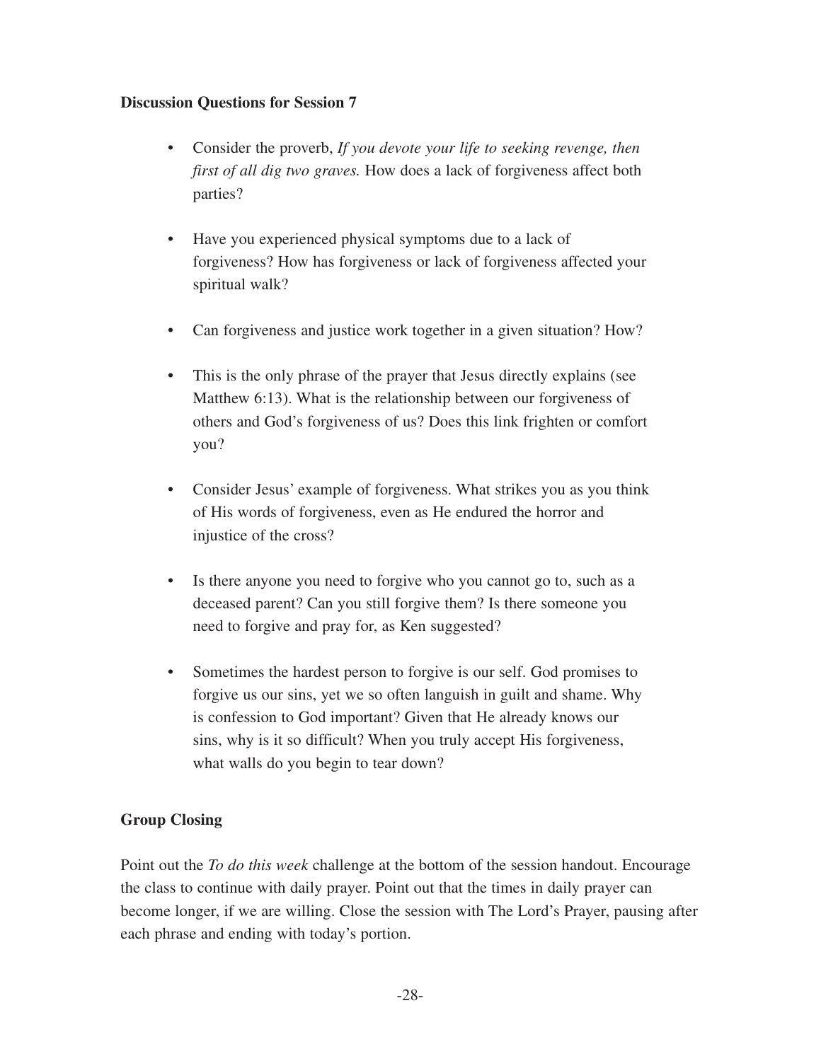**Discussion Questions for Session 7**

- Consider the proverb, *If you devote your life to seeking revenge, then first of all dig two graves.* How does a lack of forgiveness affect both parties?
- Have you experienced physical symptoms due to a lack of forgiveness? How has forgiveness or lack of forgiveness affected your spiritual walk?
- Can forgiveness and justice work together in a given situation? How?
- This is the only phrase of the prayer that Jesus directly explains (see Matthew 6:13). What is the relationship between our forgiveness of others and God's forgiveness of us? Does this link frighten or comfort you?
- Consider Jesus' example of forgiveness. What strikes you as you think of His words of forgiveness, even as He endured the horror and injustice of the cross?
- Is there anyone you need to forgive who you cannot go to, such as a deceased parent? Can you still forgive them? Is there someone you need to forgive and pray for, as Ken suggested?
- Sometimes the hardest person to forgive is our self. God promises to forgive us our sins, yet we so often languish in guilt and shame. Why is confession to God important? Given that He already knows our sins, why is it so difficult? When you truly accept His forgiveness, what walls do you begin to tear down?

**Group Closing**

Point out the *To do this week* challenge at the bottom of the session handout. Encourage the class to continue with daily prayer. Point out that the times in daily prayer can become longer, if we are willing. Close the session with The Lord's Prayer, pausing after each phrase and ending with today's portion.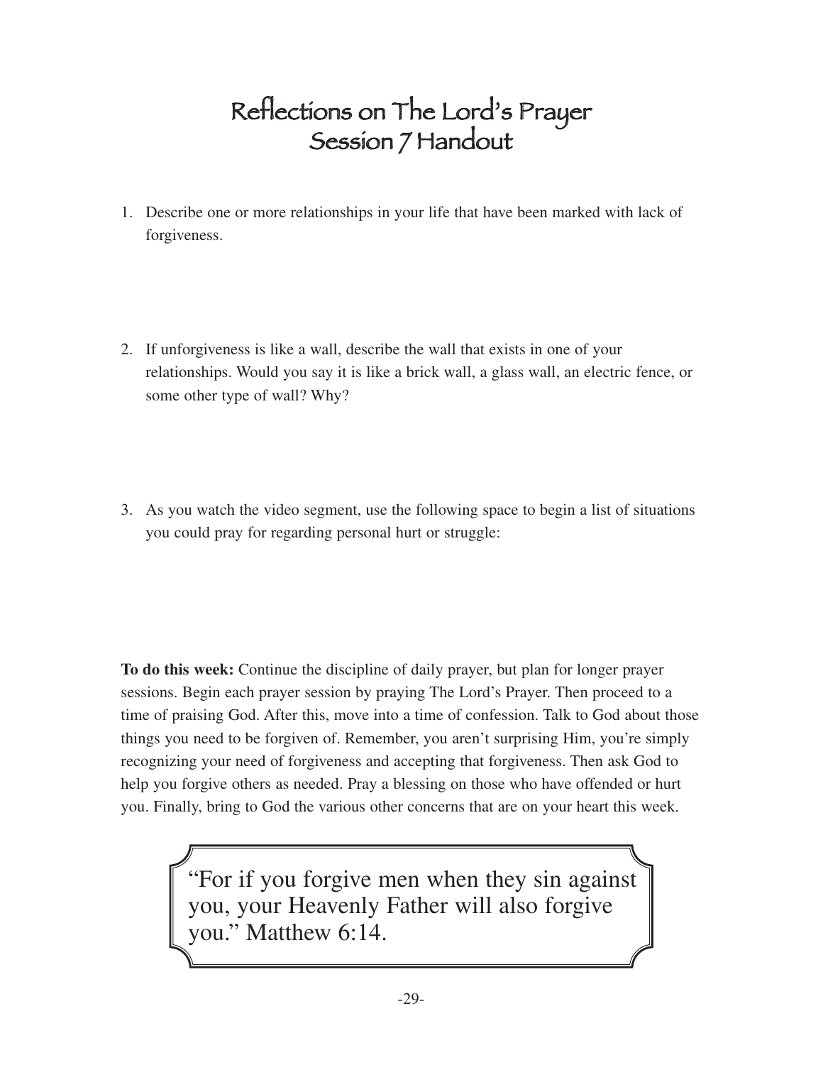# Reflections on The Lord's Prayer
## Session 7 Handout

1. Describe one or more relationships in your life that have been marked with lack of forgiveness.

2. If unforgiveness is like a wall, describe the wall that exists in one of your relationships. Would you say it is like a brick wall, a glass wall, an electric fence, or some other type of wall? Why?

3. As you watch the video segment, use the following space to begin a list of situations you could pray for regarding personal hurt or struggle:

**To do this week:** Continue the discipline of daily prayer, but plan for longer prayer sessions. Begin each prayer session by praying The Lord's Prayer. Then proceed to a time of praising God. After this, move into a time of confession. Talk to God about those things you need to be forgiven of. Remember, you aren't surprising Him, you're simply recognizing your need of forgiveness and accepting that forgiveness. Then ask God to help you forgive others as needed. Pray a blessing on those who have offended or hurt you. Finally, bring to God the various other concerns that are on your heart this week.

> "For if you forgive men when they sin against you, your Heavenly Father will also forgive you." Matthew 6:14.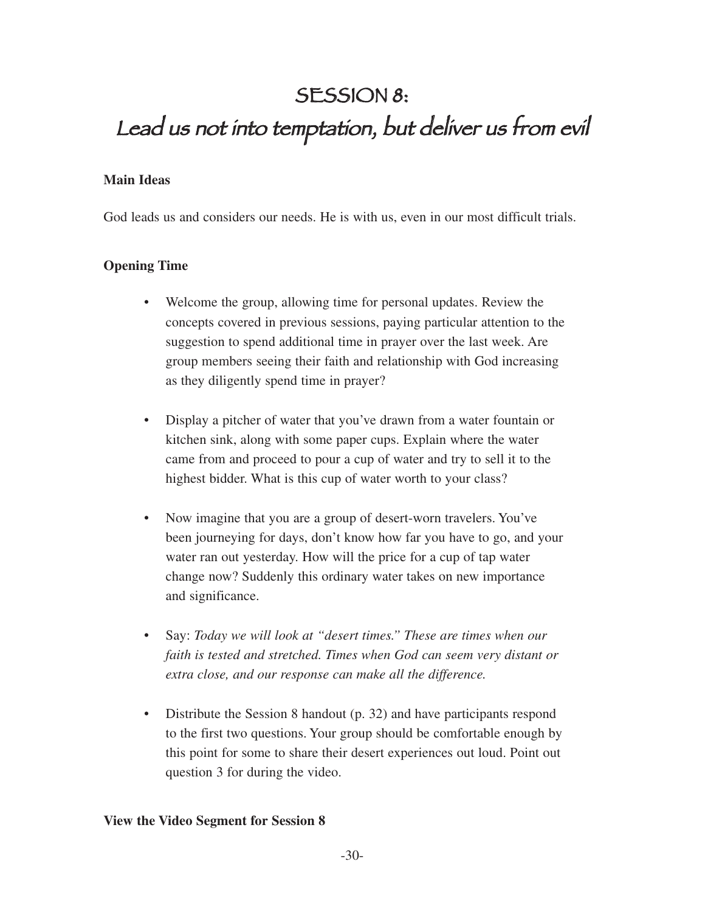# SESSION 8:
# Lead us not into temptation, but deliver us from evil

**Main Ideas**

God leads us and considers our needs. He is with us, even in our most difficult trials.

**Opening Time**

- Welcome the group, allowing time for personal updates. Review the concepts covered in previous sessions, paying particular attention to the suggestion to spend additional time in prayer over the last week. Are group members seeing their faith and relationship with God increasing as they diligently spend time in prayer?

- Display a pitcher of water that you've drawn from a water fountain or kitchen sink, along with some paper cups. Explain where the water came from and proceed to pour a cup of water and try to sell it to the highest bidder. What is this cup of water worth to your class?

- Now imagine that you are a group of desert-worn travelers. You've been journeying for days, don't know how far you have to go, and your water ran out yesterday. How will the price for a cup of tap water change now? Suddenly this ordinary water takes on new importance and significance.

- Say: *Today we will look at "desert times." These are times when our faith is tested and stretched. Times when God can seem very distant or extra close, and our response can make all the difference.*

- Distribute the Session 8 handout (p. 32) and have participants respond to the first two questions. Your group should be comfortable enough by this point for some to share their desert experiences out loud. Point out question 3 for during the video.

**View the Video Segment for Session 8**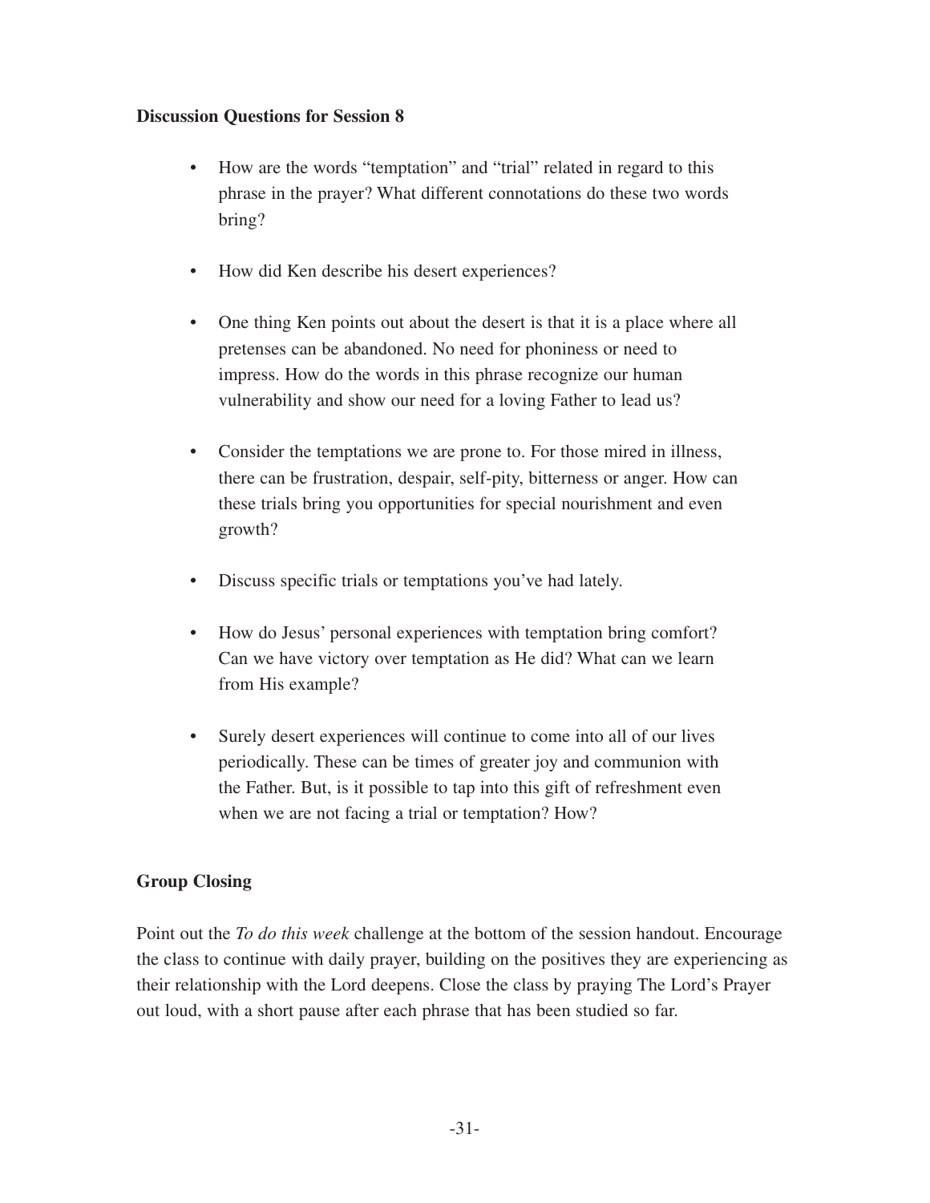**Discussion Questions for Session 8**

- How are the words "temptation" and "trial" related in regard to this phrase in the prayer? What different connotations do these two words bring?

- How did Ken describe his desert experiences?

- One thing Ken points out about the desert is that it is a place where all pretenses can be abandoned. No need for phoniness or need to impress. How do the words in this phrase recognize our human vulnerability and show our need for a loving Father to lead us?

- Consider the temptations we are prone to. For those mired in illness, there can be frustration, despair, self-pity, bitterness or anger. How can these trials bring you opportunities for special nourishment and even growth?

- Discuss specific trials or temptations you've had lately.

- How do Jesus' personal experiences with temptation bring comfort? Can we have victory over temptation as He did? What can we learn from His example?

- Surely desert experiences will continue to come into all of our lives periodically. These can be times of greater joy and communion with the Father. But, is it possible to tap into this gift of refreshment even when we are not facing a trial or temptation? How?

**Group Closing**

Point out the *To do this week* challenge at the bottom of the session handout. Encourage the class to continue with daily prayer, building on the positives they are experiencing as their relationship with the Lord deepens. Close the class by praying The Lord's Prayer out loud, with a short pause after each phrase that has been studied so far.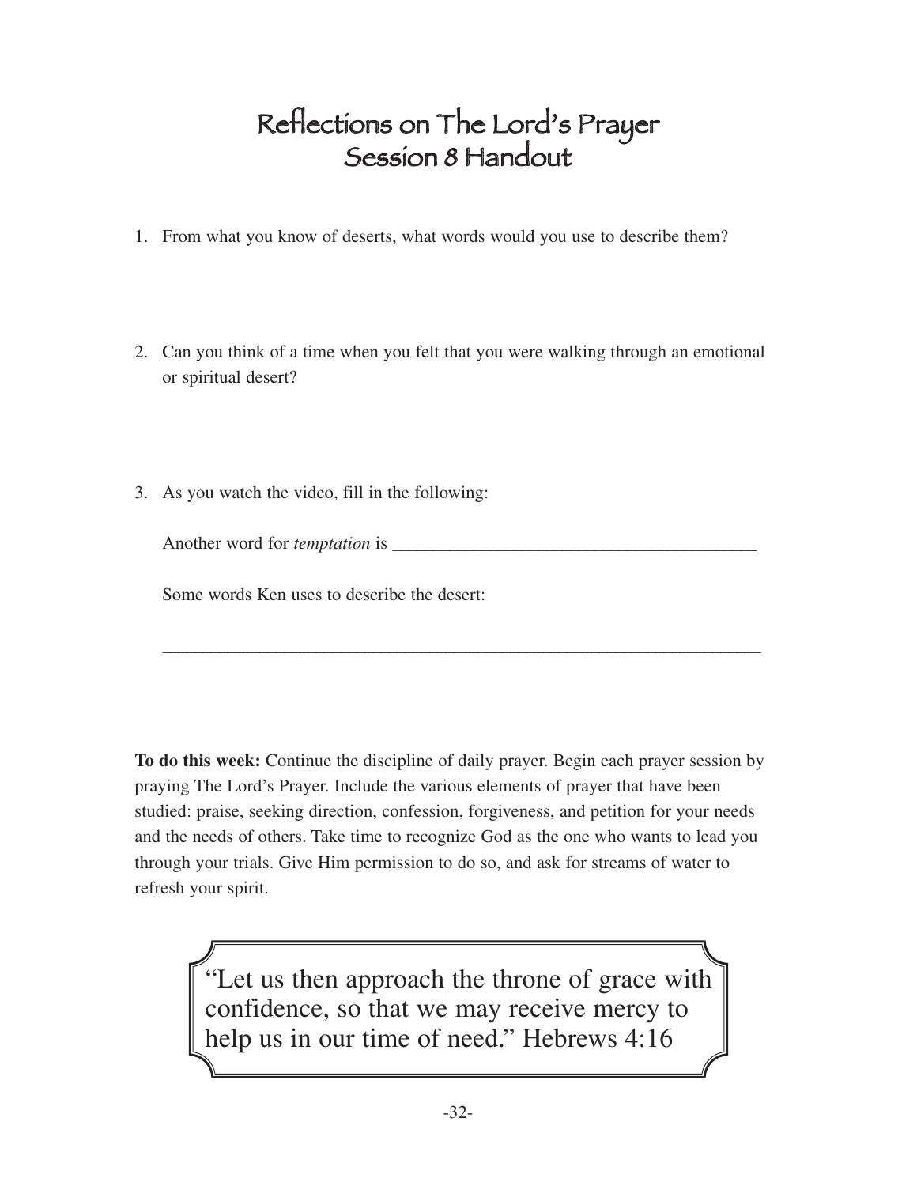# Reflections on The Lord's Prayer
## Session 8 Handout

1. From what you know of deserts, what words would you use to describe them?

2. Can you think of a time when you felt that you were walking through an emotional or spiritual desert?

3. As you watch the video, fill in the following:

   Another word for *temptation* is ________________________________________

   Some words Ken uses to describe the desert:

   ______________________________________________________________________

**To do this week:** Continue the discipline of daily prayer. Begin each prayer session by praying The Lord's Prayer. Include the various elements of prayer that have been studied: praise, seeking direction, confession, forgiveness, and petition for your needs and the needs of others. Take time to recognize God as the one who wants to lead you through your trials. Give Him permission to do so, and ask for streams of water to refresh your spirit.

> "Let us then approach the throne of grace with confidence, so that we may receive mercy to help us in our time of need." Hebrews 4:16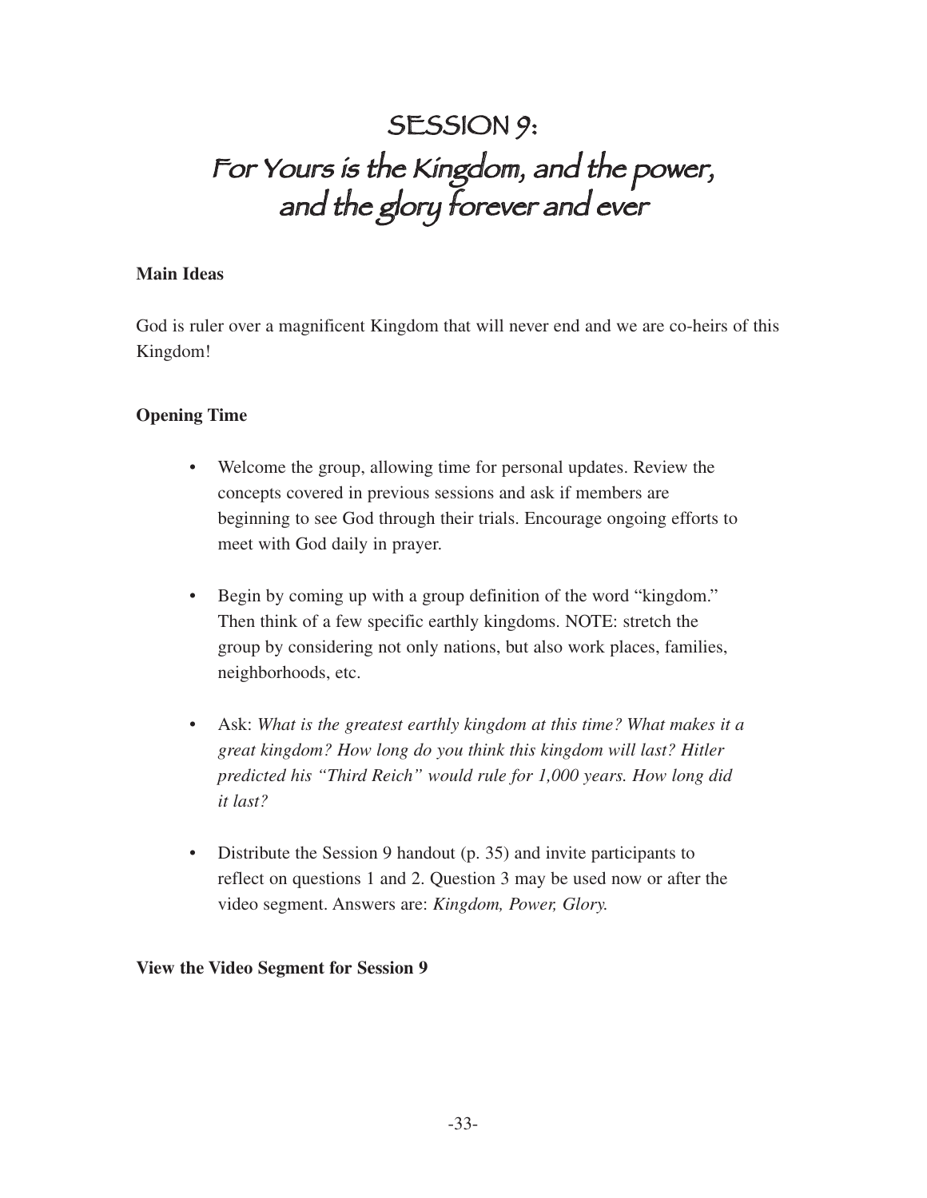# SESSION 9:
# For Yours is the Kingdom, and the power, and the glory forever and ever

**Main Ideas**

God is ruler over a magnificent Kingdom that will never end and we are co-heirs of this Kingdom!

**Opening Time**

- Welcome the group, allowing time for personal updates. Review the concepts covered in previous sessions and ask if members are beginning to see God through their trials. Encourage ongoing efforts to meet with God daily in prayer.

- Begin by coming up with a group definition of the word "kingdom." Then think of a few specific earthly kingdoms. NOTE: stretch the group by considering not only nations, but also work places, families, neighborhoods, etc.

- Ask: *What is the greatest earthly kingdom at this time? What makes it a great kingdom? How long do you think this kingdom will last? Hitler predicted his "Third Reich" would rule for 1,000 years. How long did it last?*

- Distribute the Session 9 handout (p. 35) and invite participants to reflect on questions 1 and 2. Question 3 may be used now or after the video segment. Answers are: *Kingdom, Power, Glory.*

**View the Video Segment for Session 9**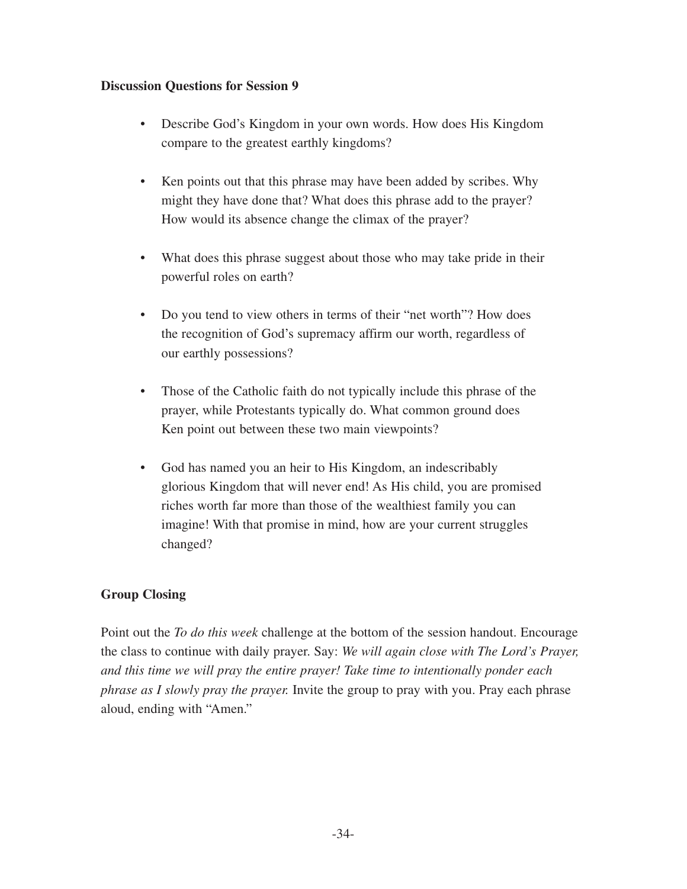**Discussion Questions for Session 9**

- Describe God's Kingdom in your own words. How does His Kingdom compare to the greatest earthly kingdoms?
- Ken points out that this phrase may have been added by scribes. Why might they have done that? What does this phrase add to the prayer? How would its absence change the climax of the prayer?
- What does this phrase suggest about those who may take pride in their powerful roles on earth?
- Do you tend to view others in terms of their "net worth"? How does the recognition of God's supremacy affirm our worth, regardless of our earthly possessions?
- Those of the Catholic faith do not typically include this phrase of the prayer, while Protestants typically do. What common ground does Ken point out between these two main viewpoints?
- God has named you an heir to His Kingdom, an indescribably glorious Kingdom that will never end! As His child, you are promised riches worth far more than those of the wealthiest family you can imagine! With that promise in mind, how are your current struggles changed?

**Group Closing**

Point out the *To do this week* challenge at the bottom of the session handout. Encourage the class to continue with daily prayer. Say: *We will again close with The Lord's Prayer, and this time we will pray the entire prayer! Take time to intentionally ponder each phrase as I slowly pray the prayer.* Invite the group to pray with you. Pray each phrase aloud, ending with "Amen."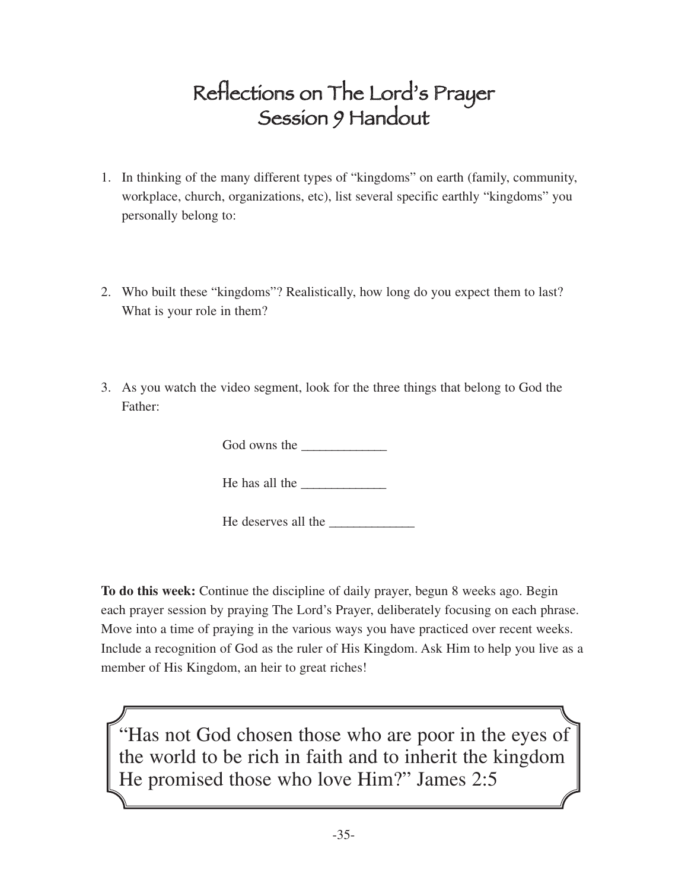# Reflections on The Lord's Prayer
# Session 9 Handout

1. In thinking of the many different types of "kingdoms" on earth (family, community, workplace, church, organizations, etc), list several specific earthly "kingdoms" you personally belong to:

2. Who built these "kingdoms"? Realistically, how long do you expect them to last? What is your role in them?

3. As you watch the video segment, look for the three things that belong to God the Father:

   God owns the _____________

   He has all the _____________

   He deserves all the _____________

**To do this week:** Continue the discipline of daily prayer, begun 8 weeks ago. Begin each prayer session by praying The Lord's Prayer, deliberately focusing on each phrase. Move into a time of praying in the various ways you have practiced over recent weeks. Include a recognition of God as the ruler of His Kingdom. Ask Him to help you live as a member of His Kingdom, an heir to great riches!

> "Has not God chosen those who are poor in the eyes of the world to be rich in faith and to inherit the kingdom He promised those who love Him?" James 2:5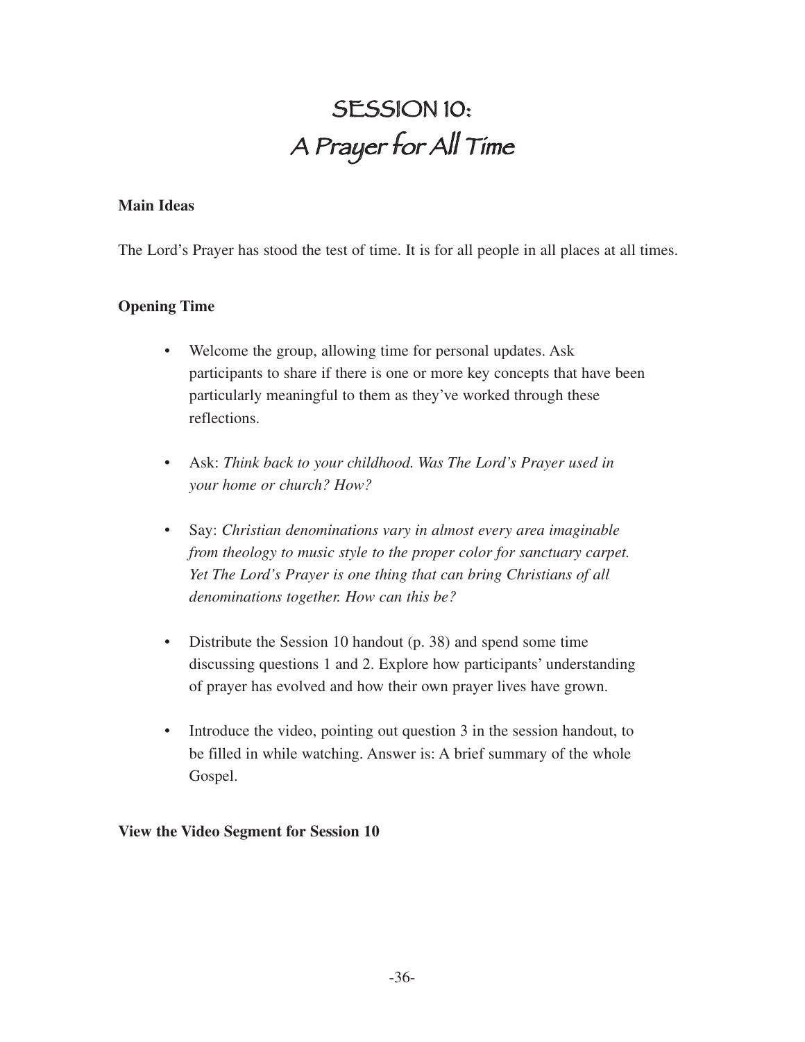# SESSION 10:
# A Prayer for All Time

**Main Ideas**

The Lord's Prayer has stood the test of time. It is for all people in all places at all times.

**Opening Time**

- Welcome the group, allowing time for personal updates. Ask participants to share if there is one or more key concepts that have been particularly meaningful to them as they've worked through these reflections.

- Ask: *Think back to your childhood. Was The Lord's Prayer used in your home or church? How?*

- Say: *Christian denominations vary in almost every area imaginable from theology to music style to the proper color for sanctuary carpet. Yet The Lord's Prayer is one thing that can bring Christians of all denominations together. How can this be?*

- Distribute the Session 10 handout (p. 38) and spend some time discussing questions 1 and 2. Explore how participants' understanding of prayer has evolved and how their own prayer lives have grown.

- Introduce the video, pointing out question 3 in the session handout, to be filled in while watching. Answer is: A brief summary of the whole Gospel.

**View the Video Segment for Session 10**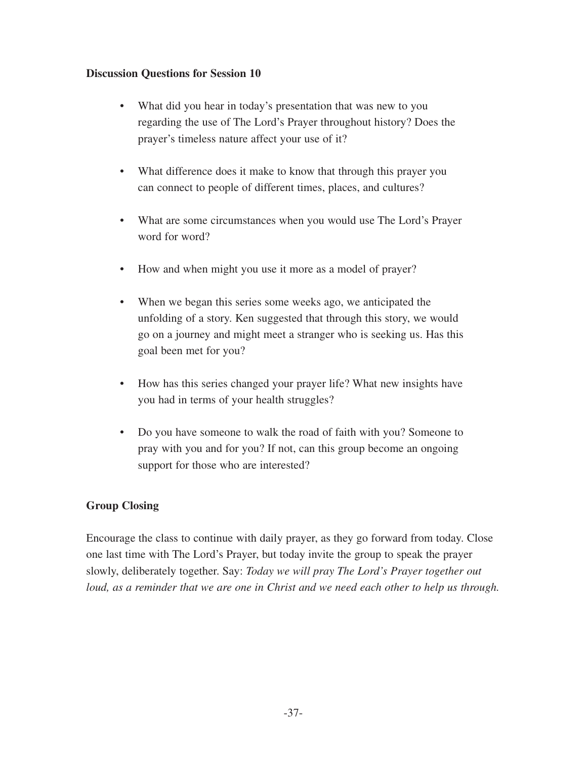**Discussion Questions for Session 10**

- What did you hear in today's presentation that was new to you regarding the use of The Lord's Prayer throughout history? Does the prayer's timeless nature affect your use of it?
- What difference does it make to know that through this prayer you can connect to people of different times, places, and cultures?
- What are some circumstances when you would use The Lord's Prayer word for word?
- How and when might you use it more as a model of prayer?
- When we began this series some weeks ago, we anticipated the unfolding of a story. Ken suggested that through this story, we would go on a journey and might meet a stranger who is seeking us. Has this goal been met for you?
- How has this series changed your prayer life? What new insights have you had in terms of your health struggles?
- Do you have someone to walk the road of faith with you? Someone to pray with you and for you? If not, can this group become an ongoing support for those who are interested?

**Group Closing**

Encourage the class to continue with daily prayer, as they go forward from today. Close one last time with The Lord's Prayer, but today invite the group to speak the prayer slowly, deliberately together. Say: *Today we will pray The Lord's Prayer together out loud, as a reminder that we are one in Christ and we need each other to help us through.*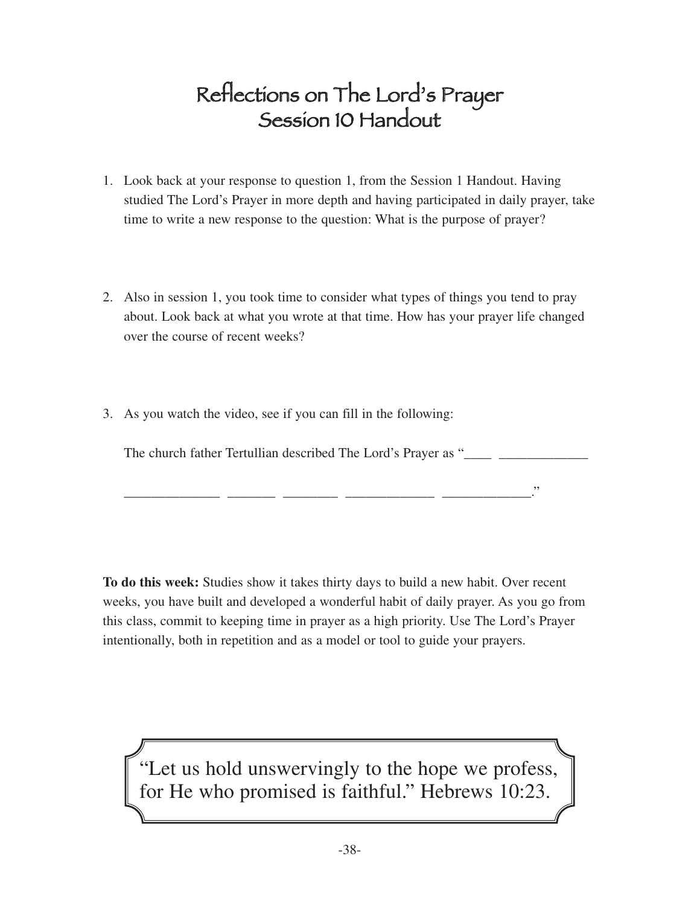# Reflections on The Lord's Prayer
# Session 10 Handout

1. Look back at your response to question 1, from the Session 1 Handout. Having studied The Lord's Prayer in more depth and having participated in daily prayer, take time to write a new response to the question: What is the purpose of prayer?

2. Also in session 1, you took time to consider what types of things you tend to pray about. Look back at what you wrote at that time. How has your prayer life changed over the course of recent weeks?

3. As you watch the video, see if you can fill in the following:

   The church father Tertullian described The Lord's Prayer as "____ _____________

   _____________ _______ ________ ____________ ____________."

**To do this week:** Studies show it takes thirty days to build a new habit. Over recent weeks, you have built and developed a wonderful habit of daily prayer. As you go from this class, commit to keeping time in prayer as a high priority. Use The Lord's Prayer intentionally, both in repetition and as a model or tool to guide your prayers.

> "Let us hold unswervingly to the hope we profess, for He who promised is faithful." Hebrews 10:23.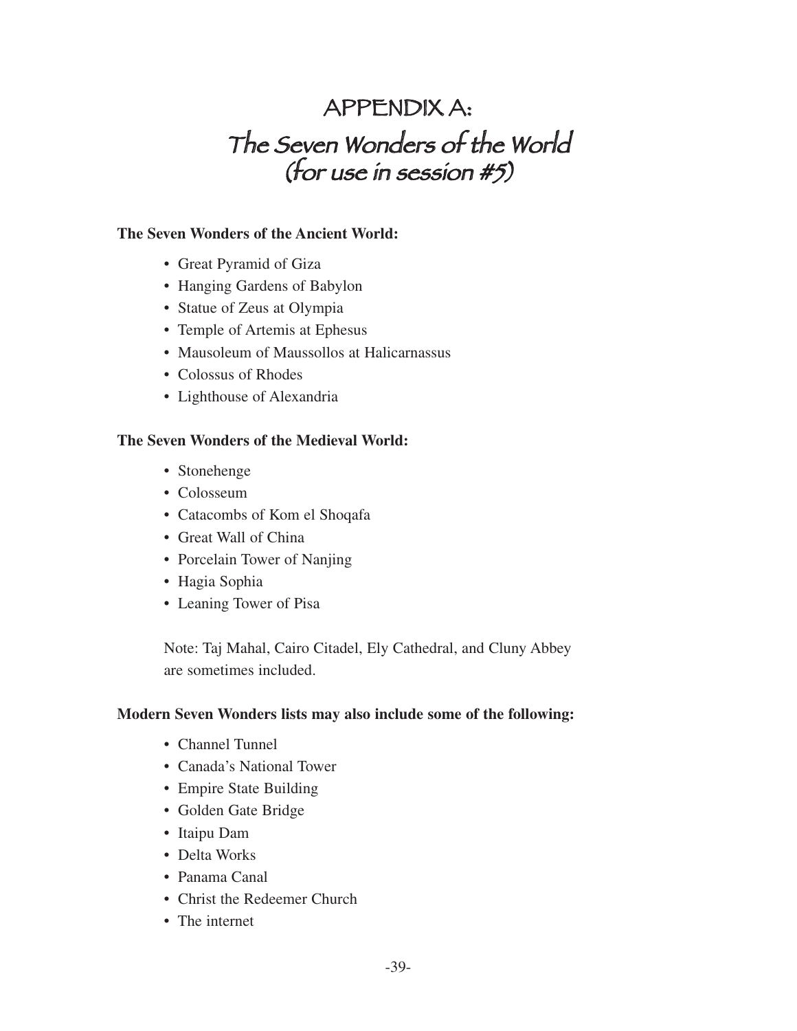# APPENDIX A:
# *The Seven Wonders of the World (for use in session #5)*

**The Seven Wonders of the Ancient World:**

- Great Pyramid of Giza
- Hanging Gardens of Babylon
- Statue of Zeus at Olympia
- Temple of Artemis at Ephesus
- Mausoleum of Maussollos at Halicarnassus
- Colossus of Rhodes
- Lighthouse of Alexandria

**The Seven Wonders of the Medieval World:**

- Stonehenge
- Colosseum
- Catacombs of Kom el Shoqafa
- Great Wall of China
- Porcelain Tower of Nanjing
- Hagia Sophia
- Leaning Tower of Pisa

Note: Taj Mahal, Cairo Citadel, Ely Cathedral, and Cluny Abbey are sometimes included.

**Modern Seven Wonders lists may also include some of the following:**

- Channel Tunnel
- Canada's National Tower
- Empire State Building
- Golden Gate Bridge
- Itaipu Dam
- Delta Works
- Panama Canal
- Christ the Redeemer Church
- The internet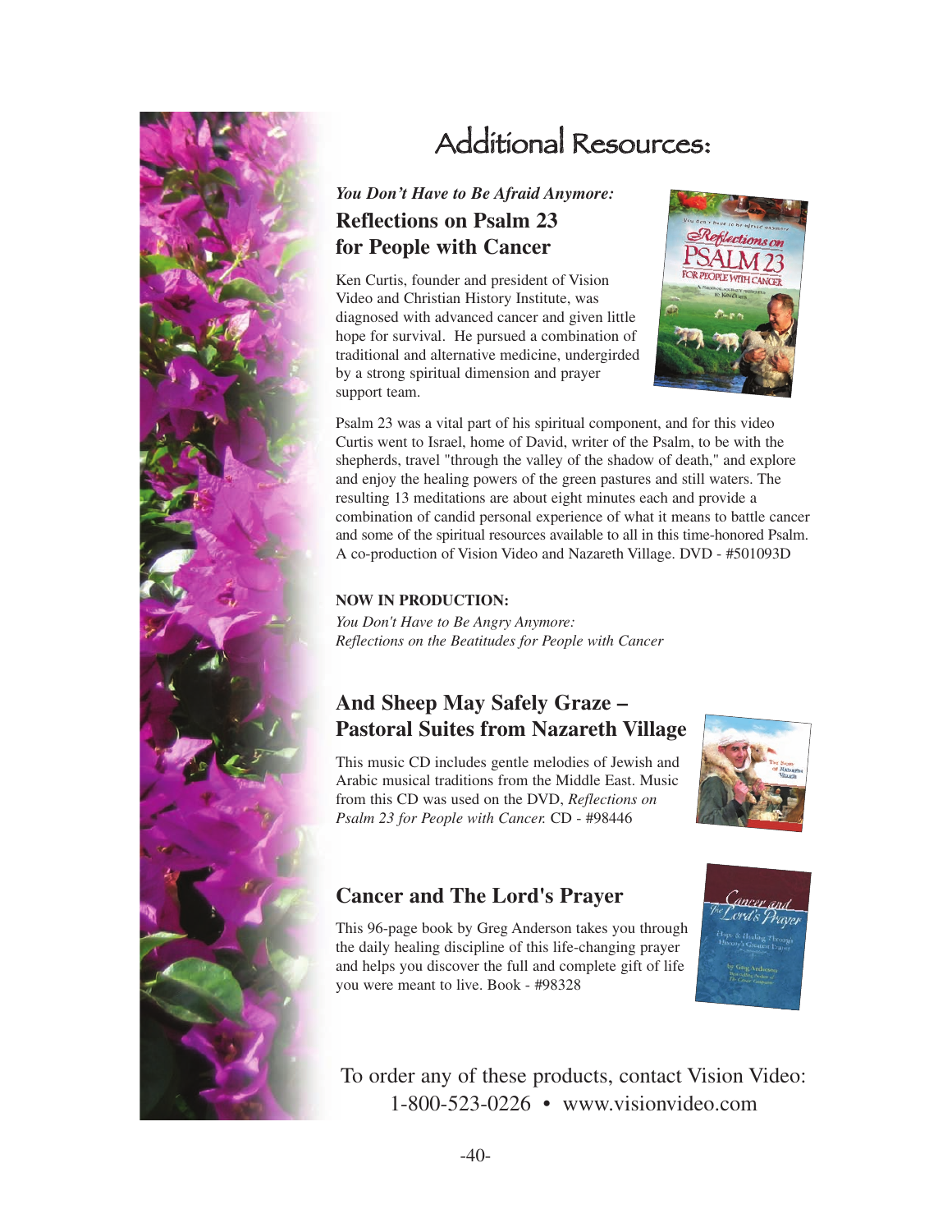# Additional Resources:

***You Don't Have to Be Afraid Anymore:***
## Reflections on Psalm 23 for People with Cancer

Ken Curtis, founder and president of Vision Video and Christian History Institute, was diagnosed with advanced cancer and given little hope for survival. He pursued a combination of traditional and alternative medicine, undergirded by a strong spiritual dimension and prayer support team.

Psalm 23 was a vital part of his spiritual component, and for this video Curtis went to Israel, home of David, writer of the Psalm, to be with the shepherds, travel "through the valley of the shadow of death," and explore and enjoy the healing powers of the green pastures and still waters. The resulting 13 meditations are about eight minutes each and provide a combination of candid personal experience of what it means to battle cancer and some of the spiritual resources available to all in this time-honored Psalm. A co-production of Vision Video and Nazareth Village. DVD - #501093D

**NOW IN PRODUCTION:**
*You Don't Have to Be Angry Anymore:*
*Reflections on the Beatitudes for People with Cancer*

## And Sheep May Safely Graze – Pastoral Suites from Nazareth Village

This music CD includes gentle melodies of Jewish and Arabic musical traditions from the Middle East. Music from this CD was used on the DVD, *Reflections on Psalm 23 for People with Cancer.* CD - #98446

## Cancer and The Lord's Prayer

This 96-page book by Greg Anderson takes you through the daily healing discipline of this life-changing prayer and helps you discover the full and complete gift of life you were meant to live. Book - #98328

To order any of these products, contact Vision Video:
1-800-523-0226 • www.visionvideo.com